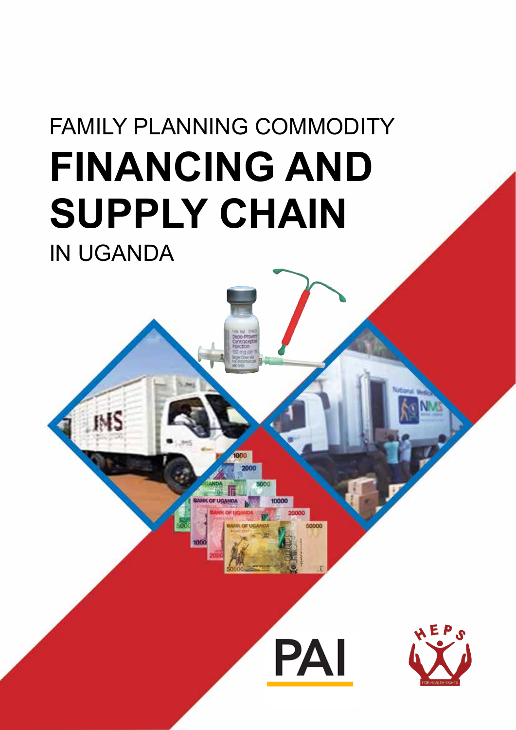# FAMILY PLANNING COMMODITY FINANCING AND SUPPLY CHAIN IN UGANDA

PAI

HEPS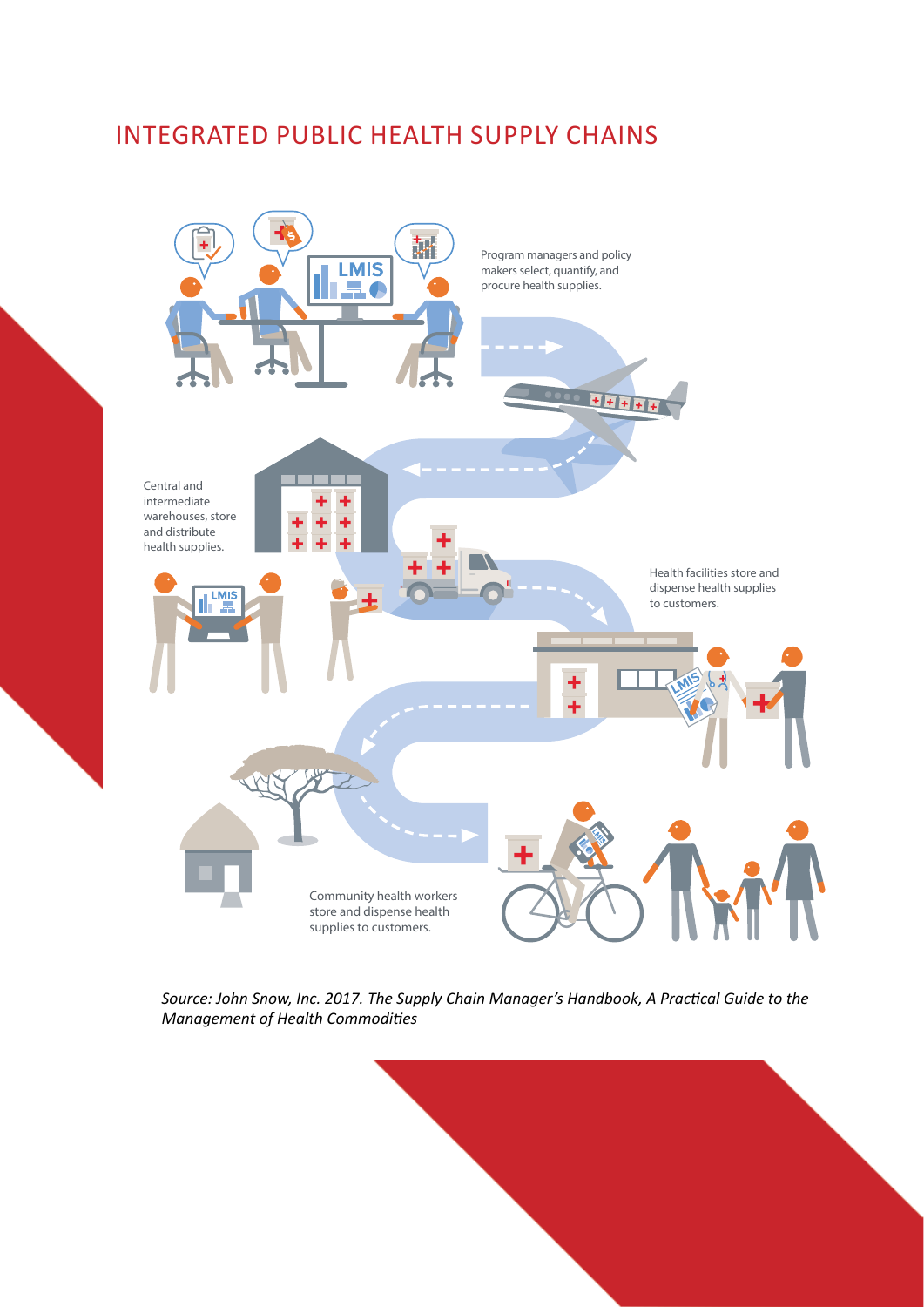# INTEGRATED PUBLIC HEALTH SUPPLY CHAINS

Program managers and policy makers select, quantify, and procure health supplies.

Central and intermediate warehouses, store and distribute health supplies.

Health facilities store and dispense health supplies to customers.

Community health workers store and dispense health supplies to customers.

*Source: John Snow, Inc. 2017. The Supply Chain Manager's Handbook, A Practical Guide to the Management of Health Commodities*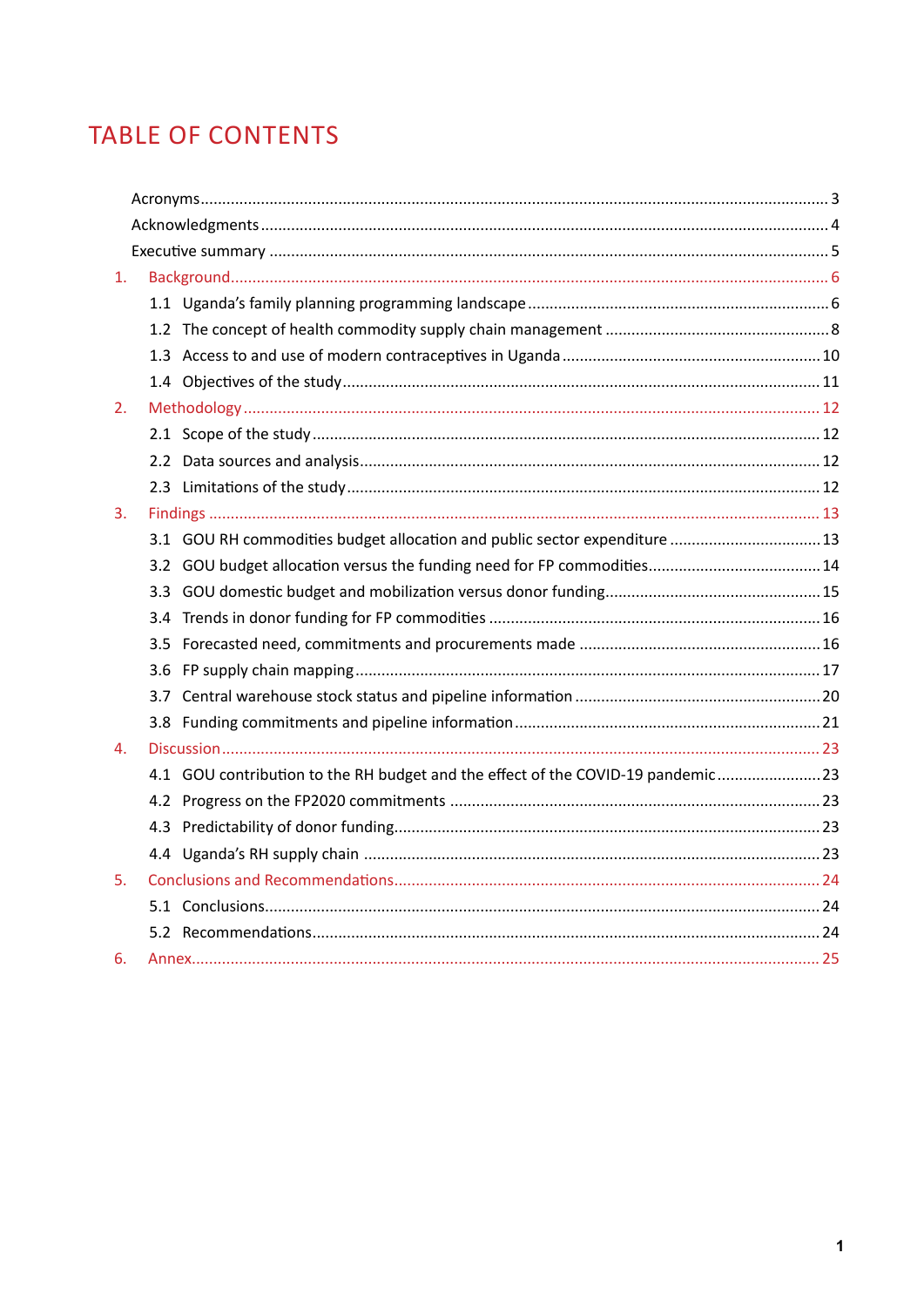# TABLE OF CONTENTS

- Acronyms ..... 3
- Acknowledgments ..... 4
- Executive summary ..... 5
- 1. Background ..... 6
  - 1.1 Uganda's family planning programming landscape ..... 6
  - 1.2 The concept of health commodity supply chain management ..... 8
  - 1.3 Access to and use of modern contraceptives in Uganda ..... 10
  - 1.4 Objectives of the study ..... 11
- 2. Methodology ..... 12
  - 2.1 Scope of the study ..... 12
  - 2.2 Data sources and analysis ..... 12
  - 2.3 Limitations of the study ..... 12
- 3. Findings ..... 13
  - 3.1 GOU RH commodities budget allocation and public sector expenditure ..... 13
  - 3.2 GOU budget allocation versus the funding need for FP commodities ..... 14
  - 3.3 GOU domestic budget and mobilization versus donor funding ..... 15
  - 3.4 Trends in donor funding for FP commodities ..... 16
  - 3.5 Forecasted need, commitments and procurements made ..... 16
  - 3.6 FP supply chain mapping ..... 17
  - 3.7 Central warehouse stock status and pipeline information ..... 20
  - 3.8 Funding commitments and pipeline information ..... 21
- 4. Discussion ..... 23
  - 4.1 GOU contribution to the RH budget and the effect of the COVID-19 pandemic ..... 23
  - 4.2 Progress on the FP2020 commitments ..... 23
  - 4.3 Predictability of donor funding ..... 23
  - 4.4 Uganda's RH supply chain ..... 23
- 5. Conclusions and Recommendations ..... 24
  - 5.1 Conclusions ..... 24
  - 5.2 Recommendations ..... 24
- 6. Annex ..... 25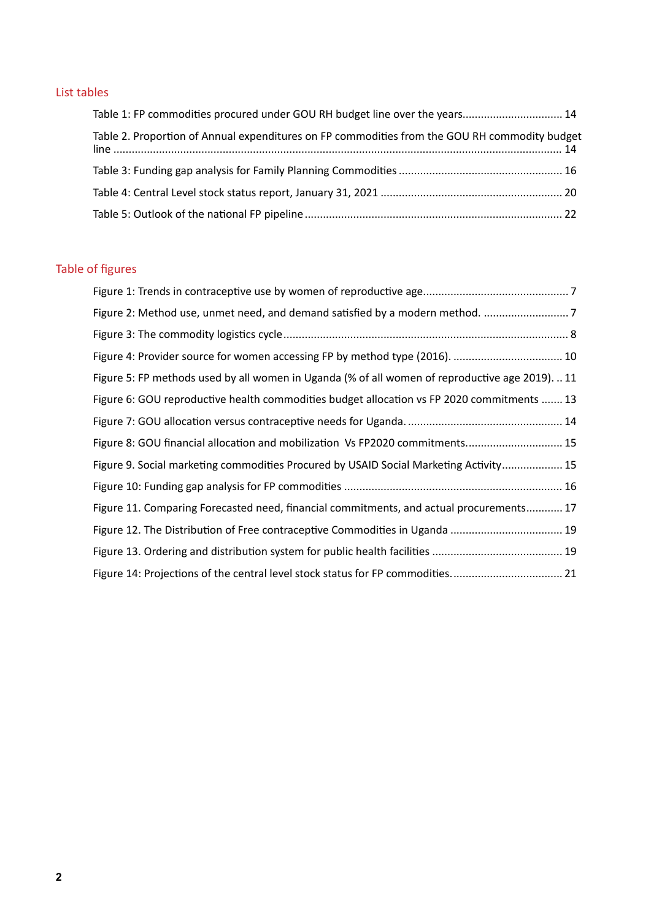## List tables

Table 1: FP commodities procured under GOU RH budget line over the years................................ 14

Table 2. Proportion of Annual expenditures on FP commodities from the GOU RH commodity budget line ................................................................................................................................................ 14

Table 3: Funding gap analysis for Family Planning Commodities ..................................................... 16

Table 4: Central Level stock status report, January 31, 2021 ........................................................... 20

Table 5: Outlook of the national FP pipeline ...................................................................................... 22

## Table of figures

Figure 1: Trends in contraceptive use by women of reproductive age............................................... 7

Figure 2: Method use, unmet need, and demand satisfied by a modern method. ............................ 7

Figure 3: The commodity logistics cycle ............................................................................................ 8

Figure 4: Provider source for women accessing FP by method type (2016). ................................... 10

Figure 5: FP methods used by all women in Uganda (% of all women of reproductive age 2019). .. 11

Figure 6: GOU reproductive health commodities budget allocation vs FP 2020 commitments ....... 13

Figure 7: GOU allocation versus contraceptive needs for Uganda. .................................................. 14

Figure 8: GOU financial allocation and mobilization Vs FP2020 commitments. .............................. 15

Figure 9. Social marketing commodities Procured by USAID Social Marketing Activity.................... 15

Figure 10: Funding gap analysis for FP commodities ....................................................................... 16

Figure 11. Comparing Forecasted need, financial commitments, and actual procurements............ 17

Figure 12. The Distribution of Free contraceptive Commodities in Uganda .................................... 19

Figure 13. Ordering and distribution system for public health facilities .......................................... 19

Figure 14: Projections of the central level stock status for FP commodities.................................... 21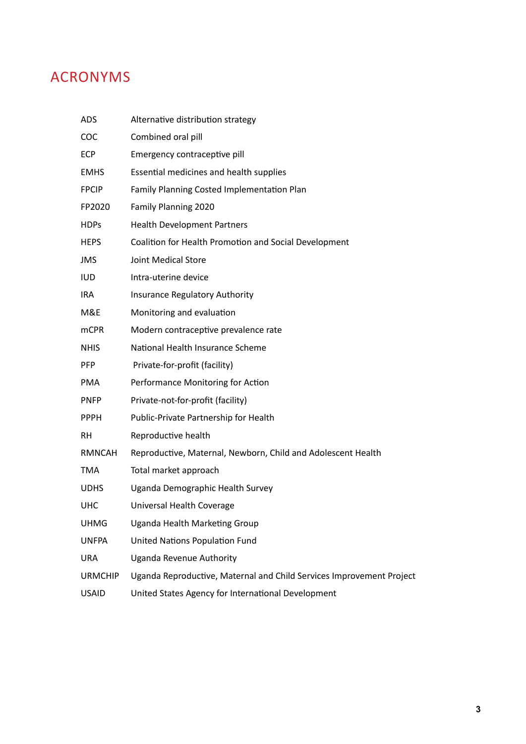# ACRONYMS

| | |
|---|---|
| ADS | Alternative distribution strategy |
| COC | Combined oral pill |
| ECP | Emergency contraceptive pill |
| EMHS | Essential medicines and health supplies |
| FPCIP | Family Planning Costed Implementation Plan |
| FP2020 | Family Planning 2020 |
| HDPs | Health Development Partners |
| HEPS | Coalition for Health Promotion and Social Development |
| JMS | Joint Medical Store |
| IUD | Intra-uterine device |
| IRA | Insurance Regulatory Authority |
| M&E | Monitoring and evaluation |
| mCPR | Modern contraceptive prevalence rate |
| NHIS | National Health Insurance Scheme |
| PFP | Private-for-profit (facility) |
| PMA | Performance Monitoring for Action |
| PNFP | Private-not-for-profit (facility) |
| PPPH | Public-Private Partnership for Health |
| RH | Reproductive health |
| RMNCAH | Reproductive, Maternal, Newborn, Child and Adolescent Health |
| TMA | Total market approach |
| UDHS | Uganda Demographic Health Survey |
| UHC | Universal Health Coverage |
| UHMG | Uganda Health Marketing Group |
| UNFPA | United Nations Population Fund |
| URA | Uganda Revenue Authority |
| URMCHIP | Uganda Reproductive, Maternal and Child Services Improvement Project |
| USAID | United States Agency for International Development |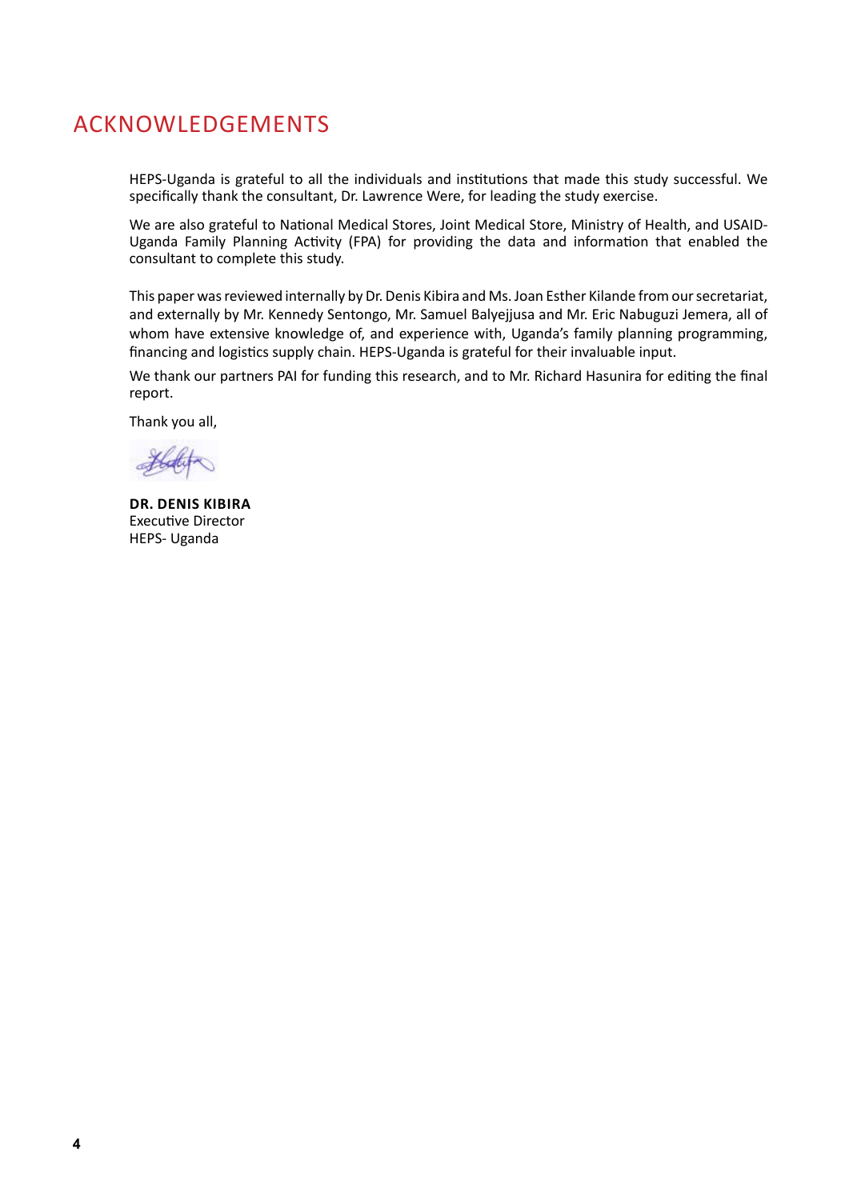# ACKNOWLEDGEMENTS

HEPS-Uganda is grateful to all the individuals and institutions that made this study successful. We specifically thank the consultant, Dr. Lawrence Were, for leading the study exercise.

We are also grateful to National Medical Stores, Joint Medical Store, Ministry of Health, and USAID-Uganda Family Planning Activity (FPA) for providing the data and information that enabled the consultant to complete this study.

This paper was reviewed internally by Dr. Denis Kibira and Ms. Joan Esther Kilande from our secretariat, and externally by Mr. Kennedy Sentongo, Mr. Samuel Balyejjusa and Mr. Eric Nabuguzi Jemera, all of whom have extensive knowledge of, and experience with, Uganda's family planning programming, financing and logistics supply chain. HEPS-Uganda is grateful for their invaluable input.

We thank our partners PAI for funding this research, and to Mr. Richard Hasunira for editing the final report.

Thank you all,

**DR. DENIS KIBIRA**
Executive Director
HEPS- Uganda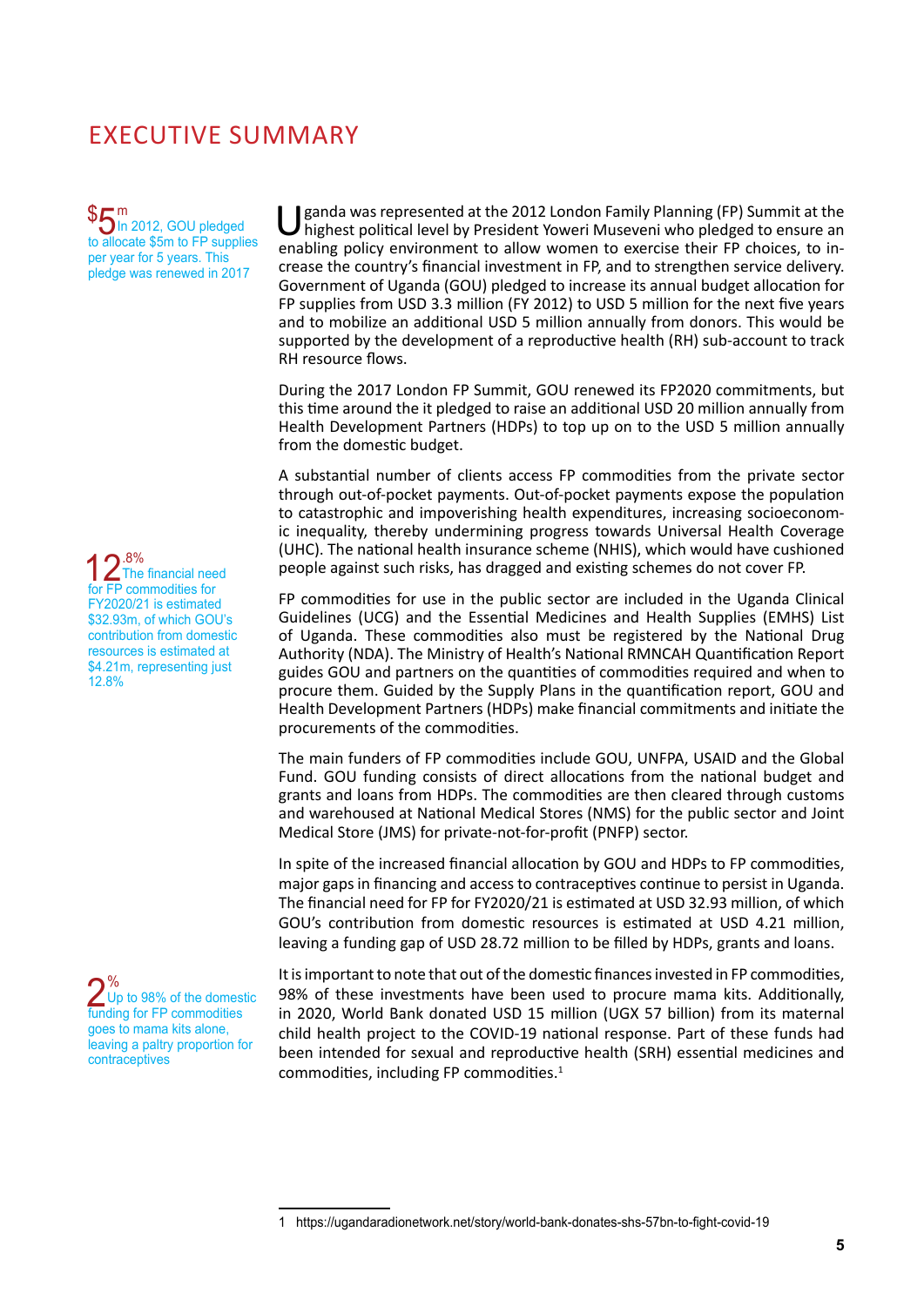# EXECUTIVE SUMMARY

**$5m** In 2012, GOU pledged to allocate $5m to FP supplies per year for 5 years. This pledge was renewed in 2017

Uganda was represented at the 2012 London Family Planning (FP) Summit at the highest political level by President Yoweri Museveni who pledged to ensure an enabling policy environment to allow women to exercise their FP choices, to increase the country's financial investment in FP, and to strengthen service delivery. Government of Uganda (GOU) pledged to increase its annual budget allocation for FP supplies from USD 3.3 million (FY 2012) to USD 5 million for the next five years and to mobilize an additional USD 5 million annually from donors. This would be supported by the development of a reproductive health (RH) sub-account to track RH resource flows.

During the 2017 London FP Summit, GOU renewed its FP2020 commitments, but this time around the it pledged to raise an additional USD 20 million annually from Health Development Partners (HDPs) to top up on to the USD 5 million annually from the domestic budget.

A substantial number of clients access FP commodities from the private sector through out-of-pocket payments. Out-of-pocket payments expose the population to catastrophic and impoverishing health expenditures, increasing socioeconomic inequality, thereby undermining progress towards Universal Health Coverage (UHC). The national health insurance scheme (NHIS), which would have cushioned people against such risks, has dragged and existing schemes do not cover FP.

**12.8%** The financial need for FP commodities for FY2020/21 is estimated $32.93m, of which GOU's contribution from domestic resources is estimated at $4.21m, representing just 12.8%

FP commodities for use in the public sector are included in the Uganda Clinical Guidelines (UCG) and the Essential Medicines and Health Supplies (EMHS) List of Uganda. These commodities also must be registered by the National Drug Authority (NDA). The Ministry of Health's National RMNCAH Quantification Report guides GOU and partners on the quantities of commodities required and when to procure them. Guided by the Supply Plans in the quantification report, GOU and Health Development Partners (HDPs) make financial commitments and initiate the procurements of the commodities.

The main funders of FP commodities include GOU, UNFPA, USAID and the Global Fund. GOU funding consists of direct allocations from the national budget and grants and loans from HDPs. The commodities are then cleared through customs and warehoused at National Medical Stores (NMS) for the public sector and Joint Medical Store (JMS) for private-not-for-profit (PNFP) sector.

In spite of the increased financial allocation by GOU and HDPs to FP commodities, major gaps in financing and access to contraceptives continue to persist in Uganda. The financial need for FP for FY2020/21 is estimated at USD 32.93 million, of which GOU's contribution from domestic resources is estimated at USD 4.21 million, leaving a funding gap of USD 28.72 million to be filled by HDPs, grants and loans.

**2%** Up to 98% of the domestic funding for FP commodities goes to mama kits alone, leaving a paltry proportion for contraceptives

It is important to note that out of the domestic finances invested in FP commodities, 98% of these investments have been used to procure mama kits. Additionally, in 2020, World Bank donated USD 15 million (UGX 57 billion) from its maternal child health project to the COVID-19 national response. Part of these funds had been intended for sexual and reproductive health (SRH) essential medicines and commodities, including FP commodities.[1]

1 https://ugandaradionetwork.net/story/world-bank-donates-shs-57bn-to-fight-covid-19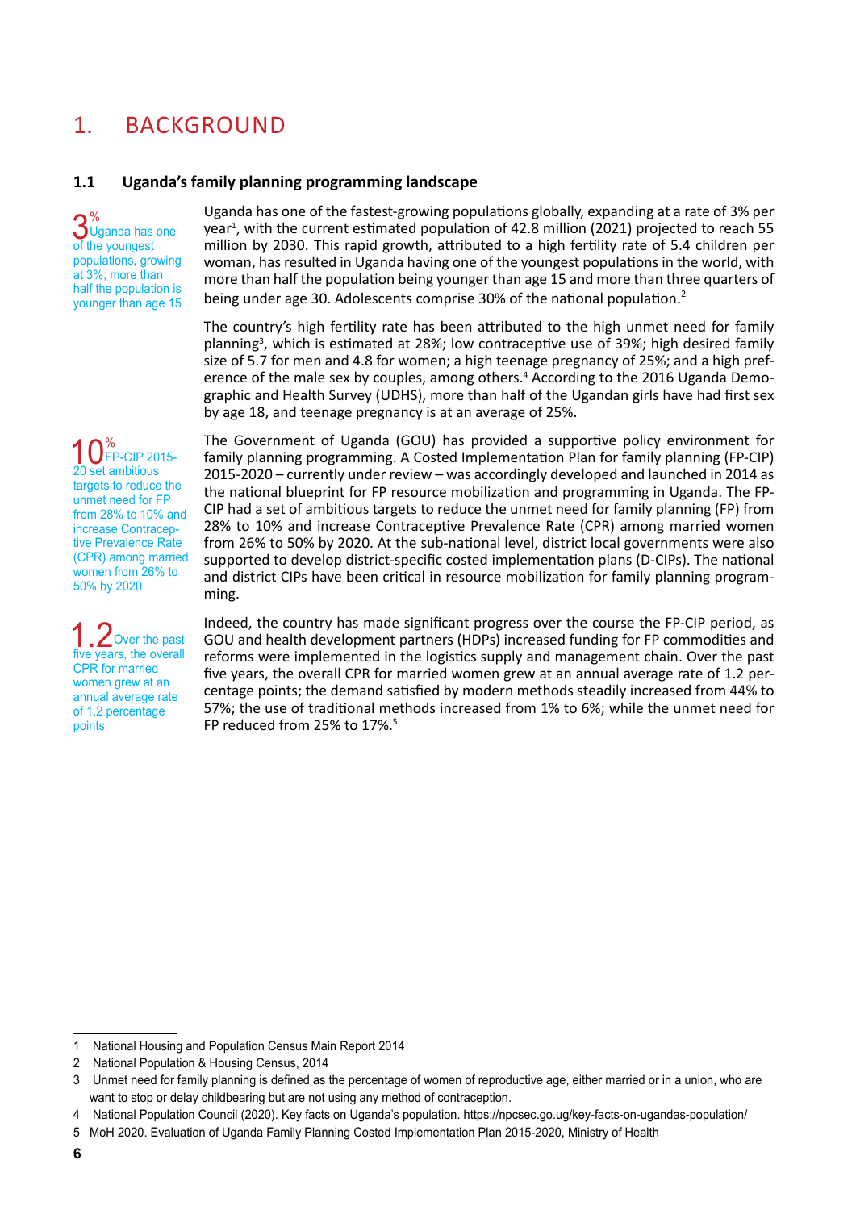# 1. BACKGROUND

## 1.1 Uganda's family planning programming landscape

3% Uganda has one of the youngest populations, growing at 3%; more than half the population is younger than age 15

Uganda has one of the fastest-growing populations globally, expanding at a rate of 3% per year[1], with the current estimated population of 42.8 million (2021) projected to reach 55 million by 2030. This rapid growth, attributed to a high fertility rate of 5.4 children per woman, has resulted in Uganda having one of the youngest populations in the world, with more than half the population being younger than age 15 and more than three quarters of being under age 30. Adolescents comprise 30% of the national population.[2]

The country's high fertility rate has been attributed to the high unmet need for family planning[3], which is estimated at 28%; low contraceptive use of 39%; high desired family size of 5.7 for men and 4.8 for women; a high teenage pregnancy of 25%; and a high preference of the male sex by couples, among others.[4] According to the 2016 Uganda Demographic and Health Survey (UDHS), more than half of the Ugandan girls have had first sex by age 18, and teenage pregnancy is at an average of 25%.

10% FP-CIP 2015-20 set ambitious targets to reduce the unmet need for FP from 28% to 10% and increase Contraceptive Prevalence Rate (CPR) among married women from 26% to 50% by 2020

The Government of Uganda (GOU) has provided a supportive policy environment for family planning programming. A Costed Implementation Plan for family planning (FP-CIP) 2015-2020 – currently under review – was accordingly developed and launched in 2014 as the national blueprint for FP resource mobilization and programming in Uganda. The FP-CIP had a set of ambitious targets to reduce the unmet need for family planning (FP) from 28% to 10% and increase Contraceptive Prevalence Rate (CPR) among married women from 26% to 50% by 2020. At the sub-national level, district local governments were also supported to develop district-specific costed implementation plans (D-CIPs). The national and district CIPs have been critical in resource mobilization for family planning programming.

1.2 Over the past five years, the overall CPR for married women grew at an annual average rate of 1.2 percentage points

Indeed, the country has made significant progress over the course the FP-CIP period, as GOU and health development partners (HDPs) increased funding for FP commodities and reforms were implemented in the logistics supply and management chain. Over the past five years, the overall CPR for married women grew at an annual average rate of 1.2 percentage points; the demand satisfied by modern methods steadily increased from 44% to 57%; the use of traditional methods increased from 1% to 6%; while the unmet need for FP reduced from 25% to 17%.[5]

---

1 National Housing and Population Census Main Report 2014

2 National Population & Housing Census, 2014

3 Unmet need for family planning is defined as the percentage of women of reproductive age, either married or in a union, who are want to stop or delay childbearing but are not using any method of contraception.

4 National Population Council (2020). Key facts on Uganda's population. https://npcsec.go.ug/key-facts-on-ugandas-population/

5 MoH 2020. Evaluation of Uganda Family Planning Costed Implementation Plan 2015-2020, Ministry of Health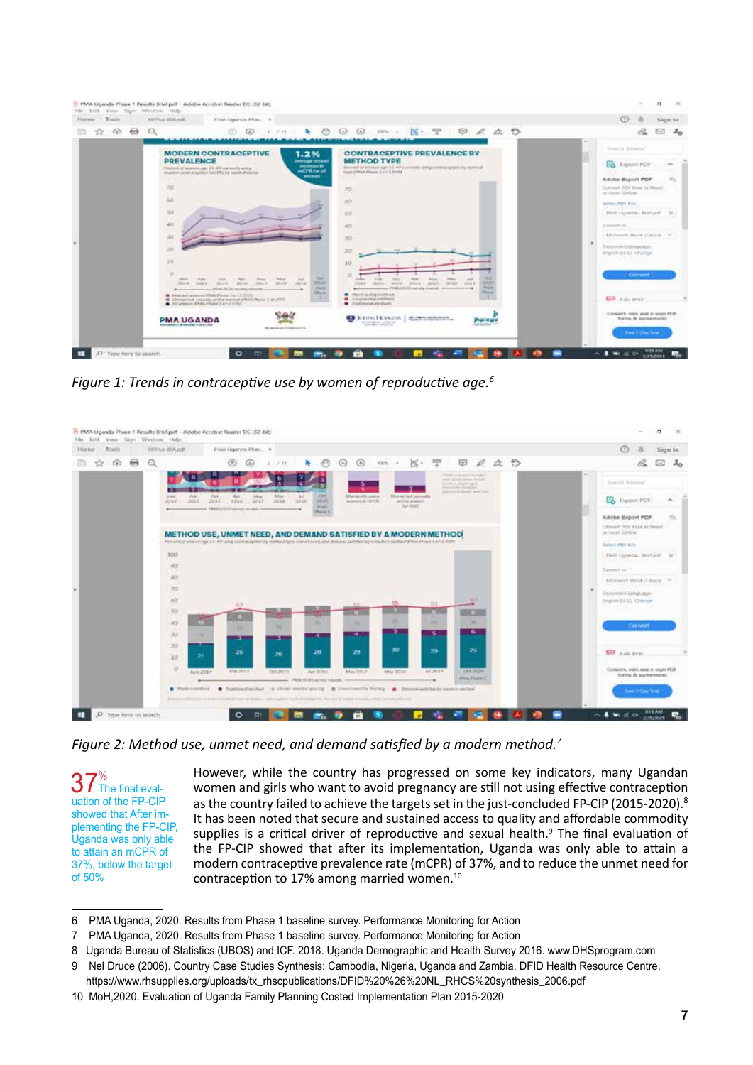*Figure 1: Trends in contraceptive use by women of reproductive age.[6]*

*Figure 2: Method use, unmet need, and demand satisfied by a modern method.[7]*

**37%** The final evaluation of the FP-CIP showed that After implementing the FP-CIP, Uganda was only able to attain an mCPR of 37%, below the target of 50%

However, while the country has progressed on some key indicators, many Ugandan women and girls who want to avoid pregnancy are still not using effective contraception as the country failed to achieve the targets set in the just-concluded FP-CIP (2015-2020).[8] It has been noted that secure and sustained access to quality and affordable commodity supplies is a critical driver of reproductive and sexual health.[9] The final evaluation of the FP-CIP showed that after its implementation, Uganda was only able to attain a modern contraceptive prevalence rate (mCPR) of 37%, and to reduce the unmet need for contraception to 17% among married women.[10]

---

6 PMA Uganda, 2020. Results from Phase 1 baseline survey. Performance Monitoring for Action

7 PMA Uganda, 2020. Results from Phase 1 baseline survey. Performance Monitoring for Action

8 Uganda Bureau of Statistics (UBOS) and ICF. 2018. Uganda Demographic and Health Survey 2016. www.DHSprogram.com

9 Nel Druce (2006). Country Case Studies Synthesis: Cambodia, Nigeria, Uganda and Zambia. DFID Health Resource Centre. https://www.rhsupplies.org/uploads/tx_rhscpublications/DFID%20%26%20NL_RHCS%20synthesis_2006.pdf

10 MoH,2020. Evaluation of Uganda Family Planning Costed Implementation Plan 2015-2020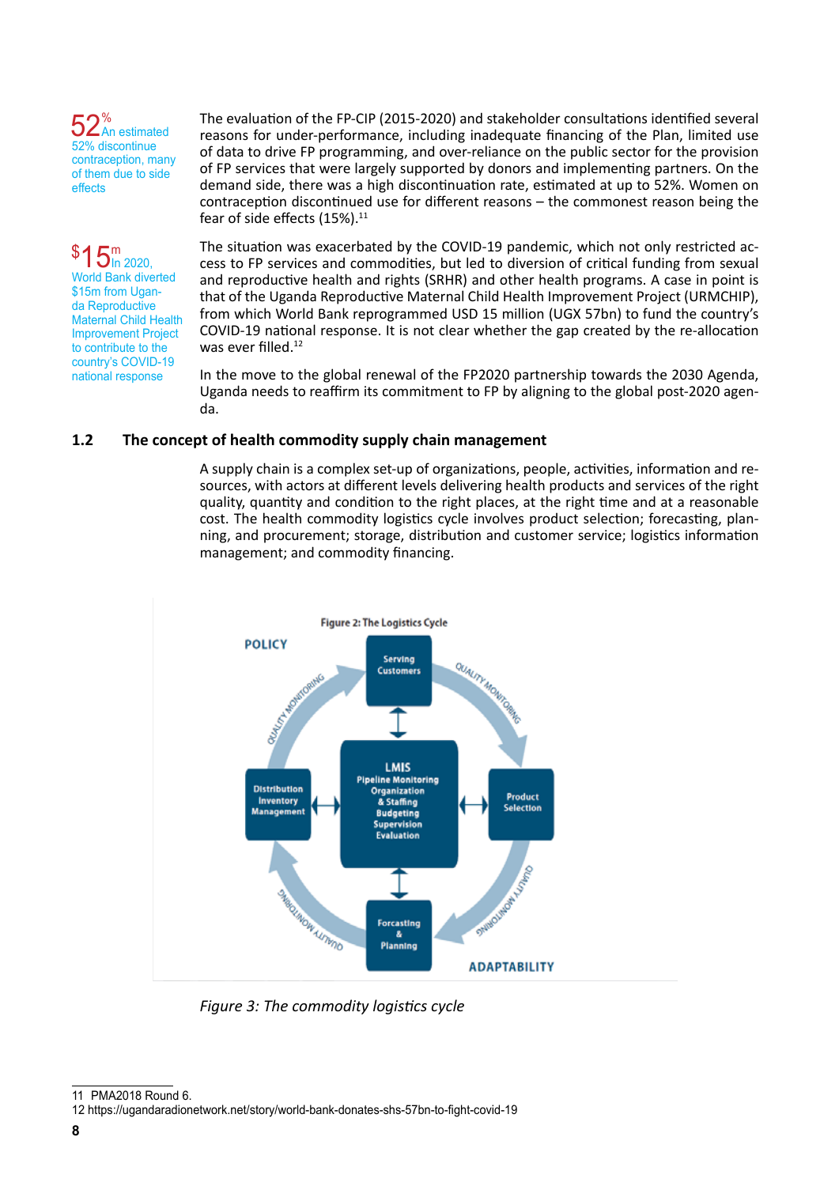52% An estimated 52% discontinue contraception, many of them due to side effects

The evaluation of the FP-CIP (2015-2020) and stakeholder consultations identified several reasons for under-performance, including inadequate financing of the Plan, limited use of data to drive FP programming, and over-reliance on the public sector for the provision of FP services that were largely supported by donors and implementing partners. On the demand side, there was a high discontinuation rate, estimated at up to 52%. Women on contraception discontinued use for different reasons – the commonest reason being the fear of side effects (15%).[11]

$15m In 2020, World Bank diverted $15m from Uganda Reproductive Maternal Child Health Improvement Project to contribute to the country's COVID-19 national response

The situation was exacerbated by the COVID-19 pandemic, which not only restricted access to FP services and commodities, but led to diversion of critical funding from sexual and reproductive health and rights (SRHR) and other health programs. A case in point is that of the Uganda Reproductive Maternal Child Health Improvement Project (URMCHIP), from which World Bank reprogrammed USD 15 million (UGX 57bn) to fund the country's COVID-19 national response. It is not clear whether the gap created by the re-allocation was ever filled.[12]

In the move to the global renewal of the FP2020 partnership towards the 2030 Agenda, Uganda needs to reaffirm its commitment to FP by aligning to the global post-2020 agenda.

## 1.2 The concept of health commodity supply chain management

A supply chain is a complex set-up of organizations, people, activities, information and resources, with actors at different levels delivering health products and services of the right quality, quantity and condition to the right places, at the right time and at a reasonable cost. The health commodity logistics cycle involves product selection; forecasting, planning, and procurement; storage, distribution and customer service; logistics information management; and commodity financing.

Figure 2: The Logistics Cycle

POLICY

Serving Customers

LMIS
Pipeline Monitoring
Organization & Staffing
Budgeting
Supervision
Evaluation

Distribution Inventory Management

Product Selection

Forcasting & Planning

QUALITY MONITORING

ADAPTABILITY

*Figure 3: The commodity logistics cycle*

11 PMA2018 Round 6.

12 https://ugandaradionetwork.net/story/world-bank-donates-shs-57bn-to-fight-covid-19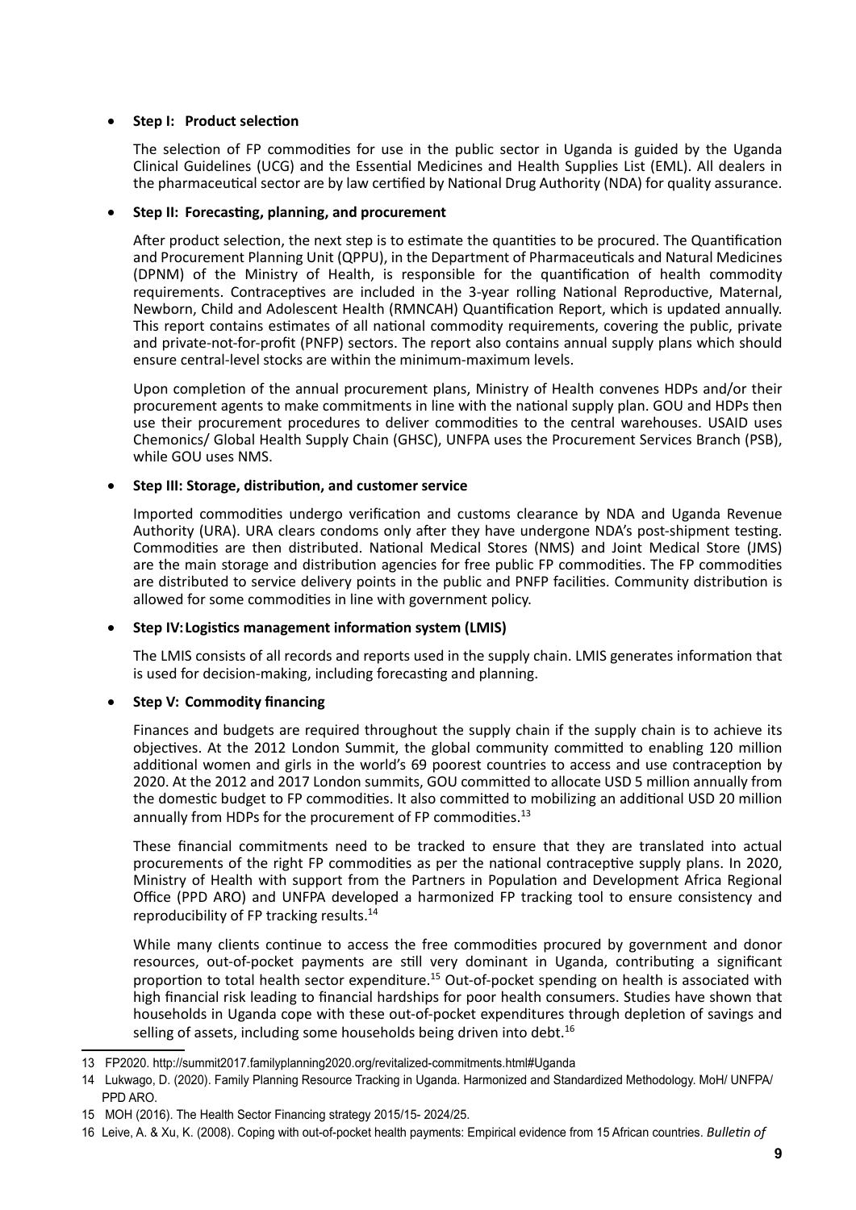- **Step I: Product selection**

  The selection of FP commodities for use in the public sector in Uganda is guided by the Uganda Clinical Guidelines (UCG) and the Essential Medicines and Health Supplies List (EML). All dealers in the pharmaceutical sector are by law certified by National Drug Authority (NDA) for quality assurance.

- **Step II: Forecasting, planning, and procurement**

  After product selection, the next step is to estimate the quantities to be procured. The Quantification and Procurement Planning Unit (QPPU), in the Department of Pharmaceuticals and Natural Medicines (DPNM) of the Ministry of Health, is responsible for the quantification of health commodity requirements. Contraceptives are included in the 3-year rolling National Reproductive, Maternal, Newborn, Child and Adolescent Health (RMNCAH) Quantification Report, which is updated annually. This report contains estimates of all national commodity requirements, covering the public, private and private-not-for-profit (PNFP) sectors. The report also contains annual supply plans which should ensure central-level stocks are within the minimum-maximum levels.

  Upon completion of the annual procurement plans, Ministry of Health convenes HDPs and/or their procurement agents to make commitments in line with the national supply plan. GOU and HDPs then use their procurement procedures to deliver commodities to the central warehouses. USAID uses Chemonics/ Global Health Supply Chain (GHSC), UNFPA uses the Procurement Services Branch (PSB), while GOU uses NMS.

- **Step III: Storage, distribution, and customer service**

  Imported commodities undergo verification and customs clearance by NDA and Uganda Revenue Authority (URA). URA clears condoms only after they have undergone NDA's post-shipment testing. Commodities are then distributed. National Medical Stores (NMS) and Joint Medical Store (JMS) are the main storage and distribution agencies for free public FP commodities. The FP commodities are distributed to service delivery points in the public and PNFP facilities. Community distribution is allowed for some commodities in line with government policy.

- **Step IV: Logistics management information system (LMIS)**

  The LMIS consists of all records and reports used in the supply chain. LMIS generates information that is used for decision-making, including forecasting and planning.

- **Step V: Commodity financing**

  Finances and budgets are required throughout the supply chain if the supply chain is to achieve its objectives. At the 2012 London Summit, the global community committed to enabling 120 million additional women and girls in the world's 69 poorest countries to access and use contraception by 2020. At the 2012 and 2017 London summits, GOU committed to allocate USD 5 million annually from the domestic budget to FP commodities. It also committed to mobilizing an additional USD 20 million annually from HDPs for the procurement of FP commodities.[13]

  These financial commitments need to be tracked to ensure that they are translated into actual procurements of the right FP commodities as per the national contraceptive supply plans. In 2020, Ministry of Health with support from the Partners in Population and Development Africa Regional Office (PPD ARO) and UNFPA developed a harmonized FP tracking tool to ensure consistency and reproducibility of FP tracking results.[14]

  While many clients continue to access the free commodities procured by government and donor resources, out-of-pocket payments are still very dominant in Uganda, contributing a significant proportion to total health sector expenditure.[15] Out-of-pocket spending on health is associated with high financial risk leading to financial hardships for poor health consumers. Studies have shown that households in Uganda cope with these out-of-pocket expenditures through depletion of savings and selling of assets, including some households being driven into debt.[16]

---

13 FP2020. http://summit2017.familyplanning2020.org/revitalized-commitments.html#Uganda

14 Lukwago, D. (2020). Family Planning Resource Tracking in Uganda. Harmonized and Standardized Methodology. MoH/ UNFPA/ PPD ARO.

15 MOH (2016). The Health Sector Financing strategy 2015/15- 2024/25.

16 Leive, A. & Xu, K. (2008). Coping with out-of-pocket health payments: Empirical evidence from 15 African countries. *Bulletin of*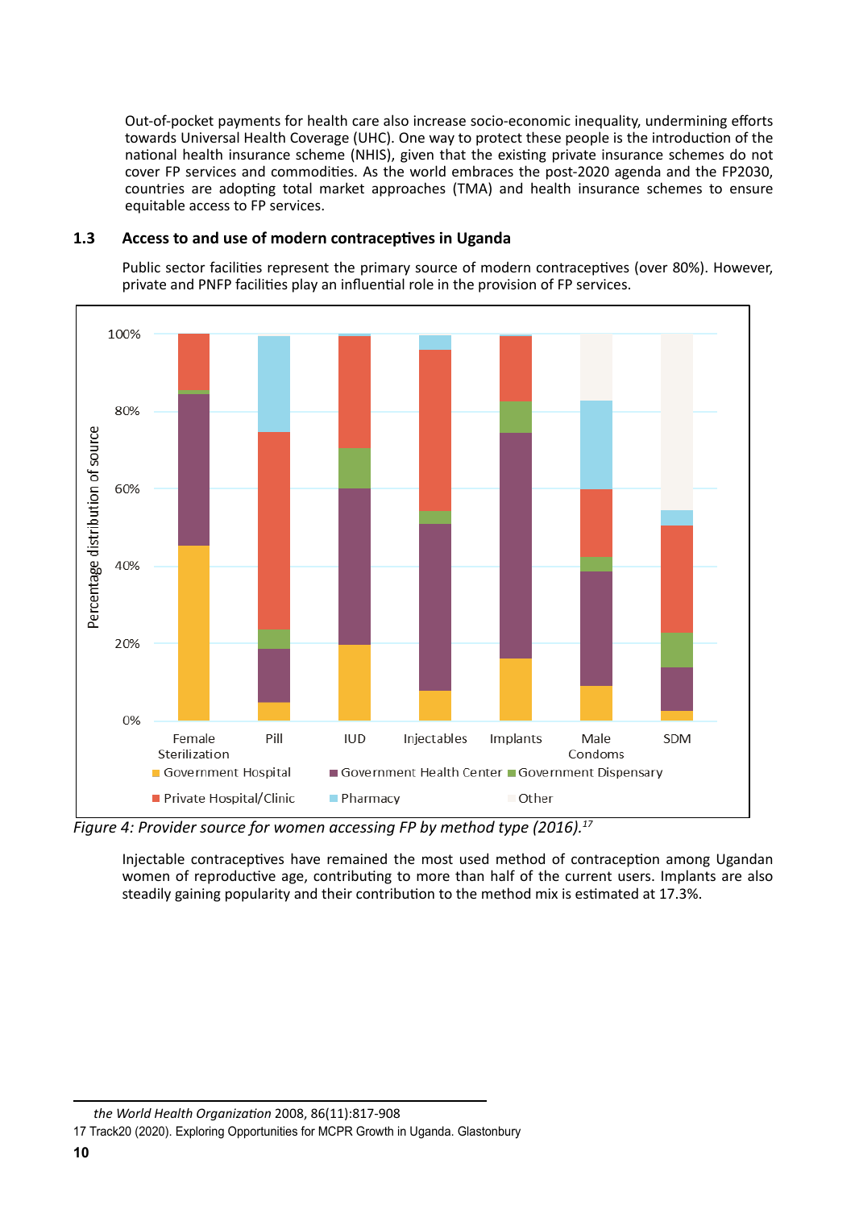Out-of-pocket payments for health care also increase socio-economic inequality, undermining efforts towards Universal Health Coverage (UHC). One way to protect these people is the introduction of the national health insurance scheme (NHIS), given that the existing private insurance schemes do not cover FP services and commodities. As the world embraces the post-2020 agenda and the FP2030, countries are adopting total market approaches (TMA) and health insurance schemes to ensure equitable access to FP services.

## 1.3 Access to and use of modern contraceptives in Uganda

Public sector facilities represent the primary source of modern contraceptives (over 80%). However, private and PNFP facilities play an influential role in the provision of FP services.

*Figure 4: Provider source for women accessing FP by method type (2016).*[17]

Injectable contraceptives have remained the most used method of contraception among Ugandan women of reproductive age, contributing to more than half of the current users. Implants are also steadily gaining popularity and their contribution to the method mix is estimated at 17.3%.

---

*the World Health Organization* 2008, 86(11):817-908

17 Track20 (2020). Exploring Opportunities for MCPR Growth in Uganda. Glastonbury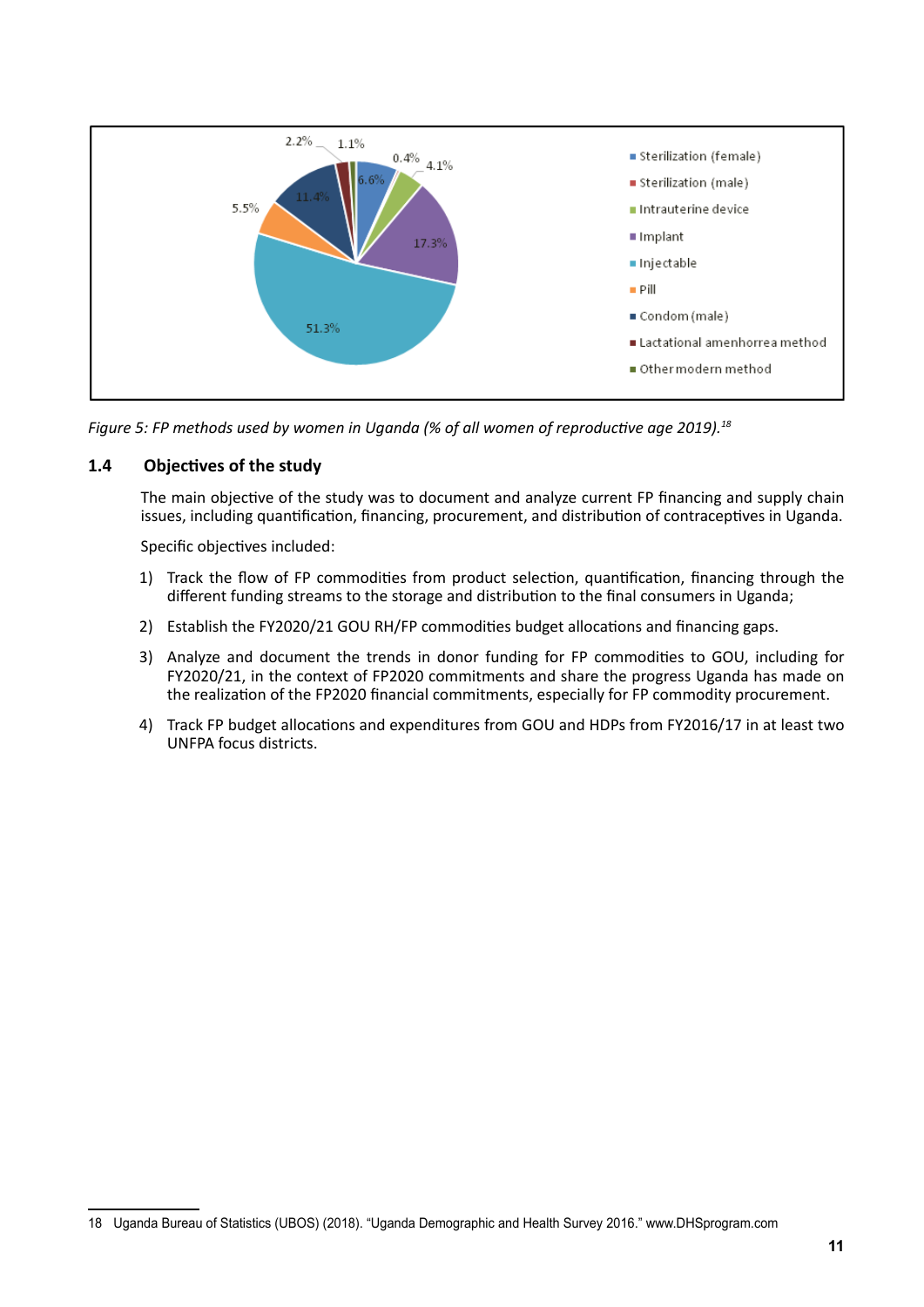*Figure 5: FP methods used by women in Uganda (% of all women of reproductive age 2019).*[18]

## 1.4 Objectives of the study

The main objective of the study was to document and analyze current FP financing and supply chain issues, including quantification, financing, procurement, and distribution of contraceptives in Uganda.

Specific objectives included:

1) Track the flow of FP commodities from product selection, quantification, financing through the different funding streams to the storage and distribution to the final consumers in Uganda;
2) Establish the FY2020/21 GOU RH/FP commodities budget allocations and financing gaps.
3) Analyze and document the trends in donor funding for FP commodities to GOU, including for FY2020/21, in the context of FP2020 commitments and share the progress Uganda has made on the realization of the FP2020 financial commitments, especially for FP commodity procurement.
4) Track FP budget allocations and expenditures from GOU and HDPs from FY2016/17 in at least two UNFPA focus districts.

---

18 Uganda Bureau of Statistics (UBOS) (2018). "Uganda Demographic and Health Survey 2016." www.DHSprogram.com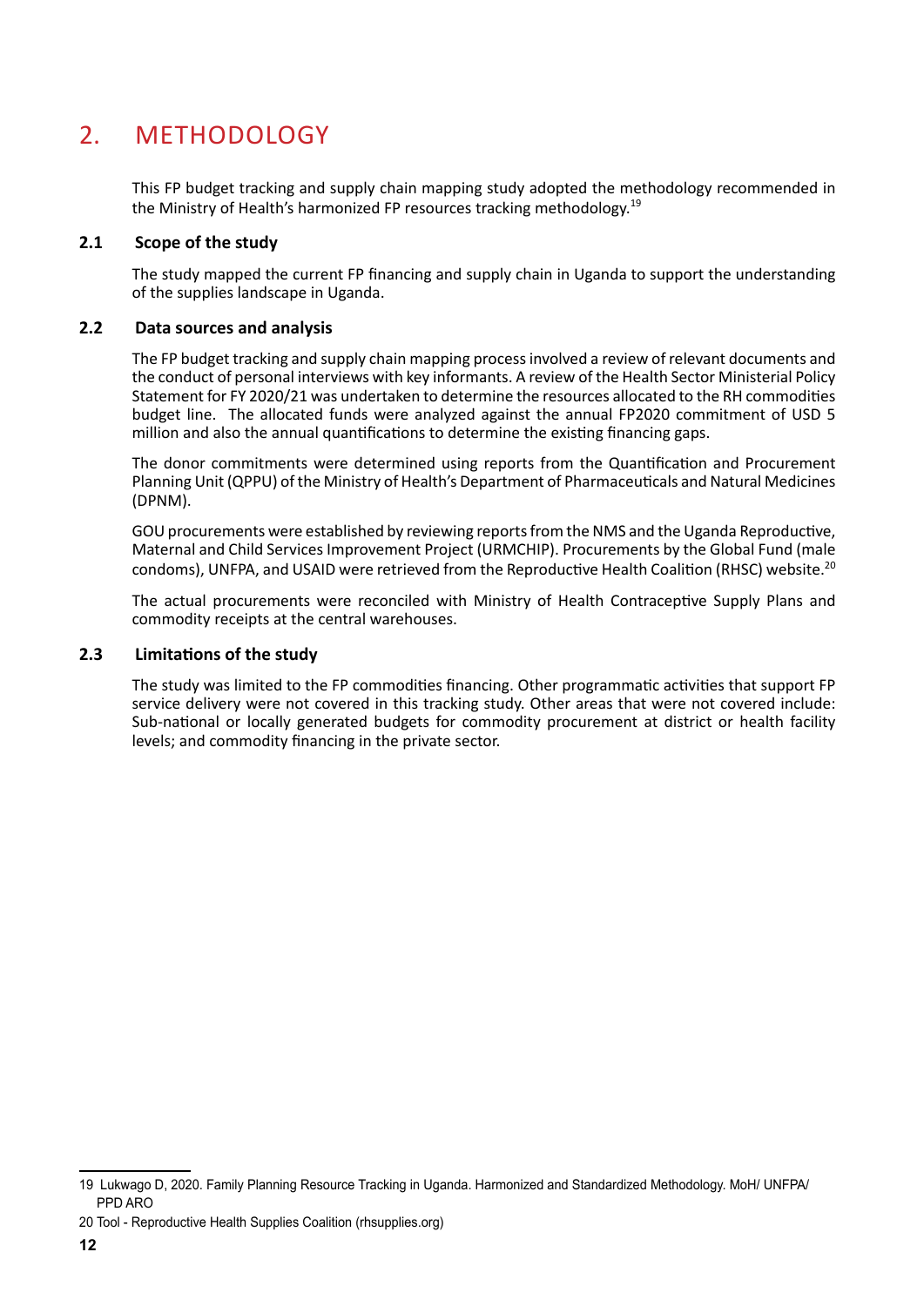# 2. METHODOLOGY

This FP budget tracking and supply chain mapping study adopted the methodology recommended in the Ministry of Health's harmonized FP resources tracking methodology.[19]

## 2.1 Scope of the study

The study mapped the current FP financing and supply chain in Uganda to support the understanding of the supplies landscape in Uganda.

## 2.2 Data sources and analysis

The FP budget tracking and supply chain mapping process involved a review of relevant documents and the conduct of personal interviews with key informants. A review of the Health Sector Ministerial Policy Statement for FY 2020/21 was undertaken to determine the resources allocated to the RH commodities budget line. The allocated funds were analyzed against the annual FP2020 commitment of USD 5 million and also the annual quantifications to determine the existing financing gaps.

The donor commitments were determined using reports from the Quantification and Procurement Planning Unit (QPPU) of the Ministry of Health's Department of Pharmaceuticals and Natural Medicines (DPNM).

GOU procurements were established by reviewing reports from the NMS and the Uganda Reproductive, Maternal and Child Services Improvement Project (URMCHIP). Procurements by the Global Fund (male condoms), UNFPA, and USAID were retrieved from the Reproductive Health Coalition (RHSC) website.[20]

The actual procurements were reconciled with Ministry of Health Contraceptive Supply Plans and commodity receipts at the central warehouses.

## 2.3 Limitations of the study

The study was limited to the FP commodities financing. Other programmatic activities that support FP service delivery were not covered in this tracking study. Other areas that were not covered include: Sub-national or locally generated budgets for commodity procurement at district or health facility levels; and commodity financing in the private sector.

---

19 Lukwago D, 2020. Family Planning Resource Tracking in Uganda. Harmonized and Standardized Methodology. MoH/ UNFPA/ PPD ARO

20 Tool - Reproductive Health Supplies Coalition (rhsupplies.org)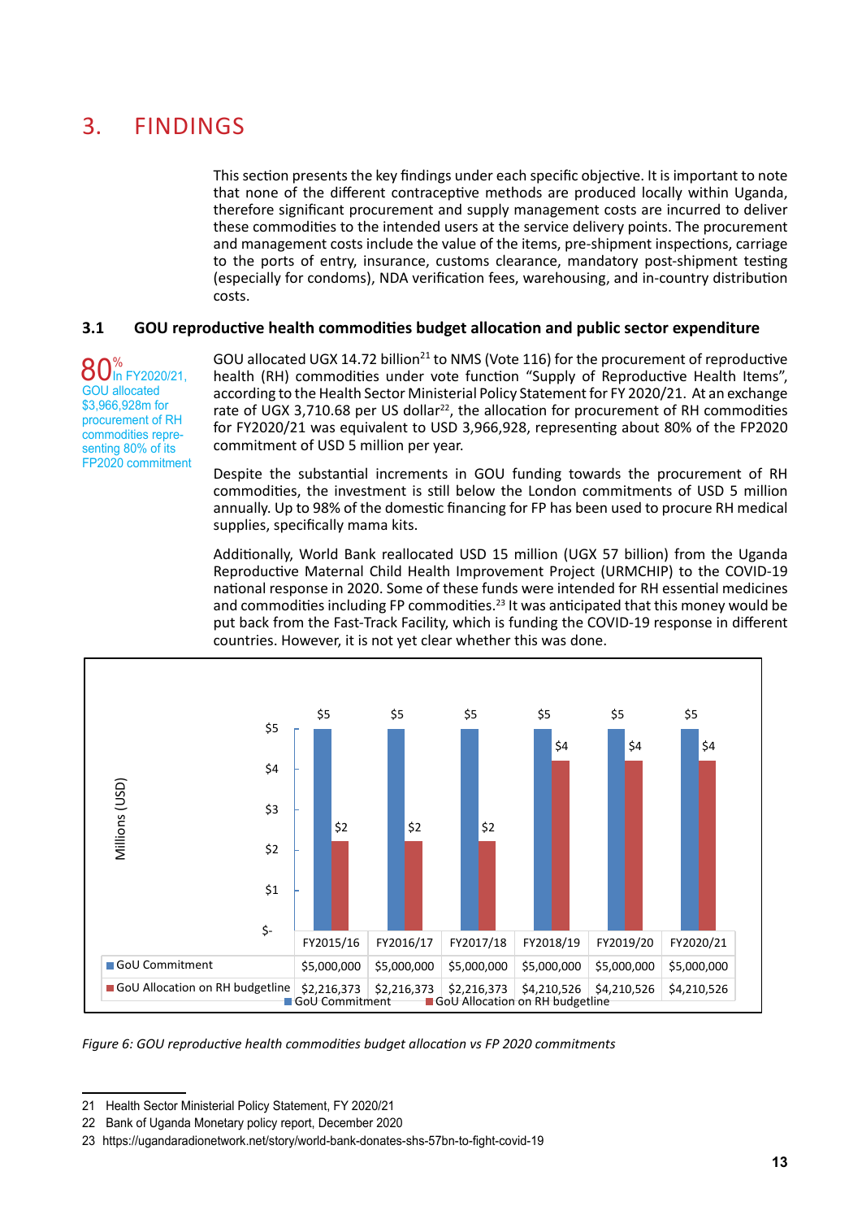# 3. FINDINGS

This section presents the key findings under each specific objective. It is important to note that none of the different contraceptive methods are produced locally within Uganda, therefore significant procurement and supply management costs are incurred to deliver these commodities to the intended users at the service delivery points. The procurement and management costs include the value of the items, pre-shipment inspections, carriage to the ports of entry, insurance, customs clearance, mandatory post-shipment testing (especially for condoms), NDA verification fees, warehousing, and in-country distribution costs.

## 3.1 GOU reproductive health commodities budget allocation and public sector expenditure

**80%** In FY2020/21, GOU allocated $3,966,928m for procurement of RH commodities representing 80% of its FP2020 commitment

GOU allocated UGX 14.72 billion[21] to NMS (Vote 116) for the procurement of reproductive health (RH) commodities under vote function "Supply of Reproductive Health Items", according to the Health Sector Ministerial Policy Statement for FY 2020/21. At an exchange rate of UGX 3,710.68 per US dollar[22], the allocation for procurement of RH commodities for FY2020/21 was equivalent to USD 3,966,928, representing about 80% of the FP2020 commitment of USD 5 million per year.

Despite the substantial increments in GOU funding towards the procurement of RH commodities, the investment is still below the London commitments of USD 5 million annually. Up to 98% of the domestic financing for FP has been used to procure RH medical supplies, specifically mama kits.

Additionally, World Bank reallocated USD 15 million (UGX 57 billion) from the Uganda Reproductive Maternal Child Health Improvement Project (URMCHIP) to the COVID-19 national response in 2020. Some of these funds were intended for RH essential medicines and commodities including FP commodities.[23] It was anticipated that this money would be put back from the Fast-Track Facility, which is funding the COVID-19 response in different countries. However, it is not yet clear whether this was done.

| | FY2015/16 | FY2016/17 | FY2017/18 | FY2018/19 | FY2019/20 | FY2020/21 |
|---|---|---|---|---|---|---|
| GoU Commitment | $5,000,000 | $5,000,000 | $5,000,000 | $5,000,000 | $5,000,000 | $5,000,000 |
| GoU Allocation on RH budgetline | $2,216,373 | $2,216,373 | $2,216,373 | $4,210,526 | $4,210,526 | $4,210,526 |

*Figure 6: GOU reproductive health commodities budget allocation vs FP 2020 commitments*

21 Health Sector Ministerial Policy Statement, FY 2020/21

22 Bank of Uganda Monetary policy report, December 2020

23 https://ugandaradionetwork.net/story/world-bank-donates-shs-57bn-to-fight-covid-19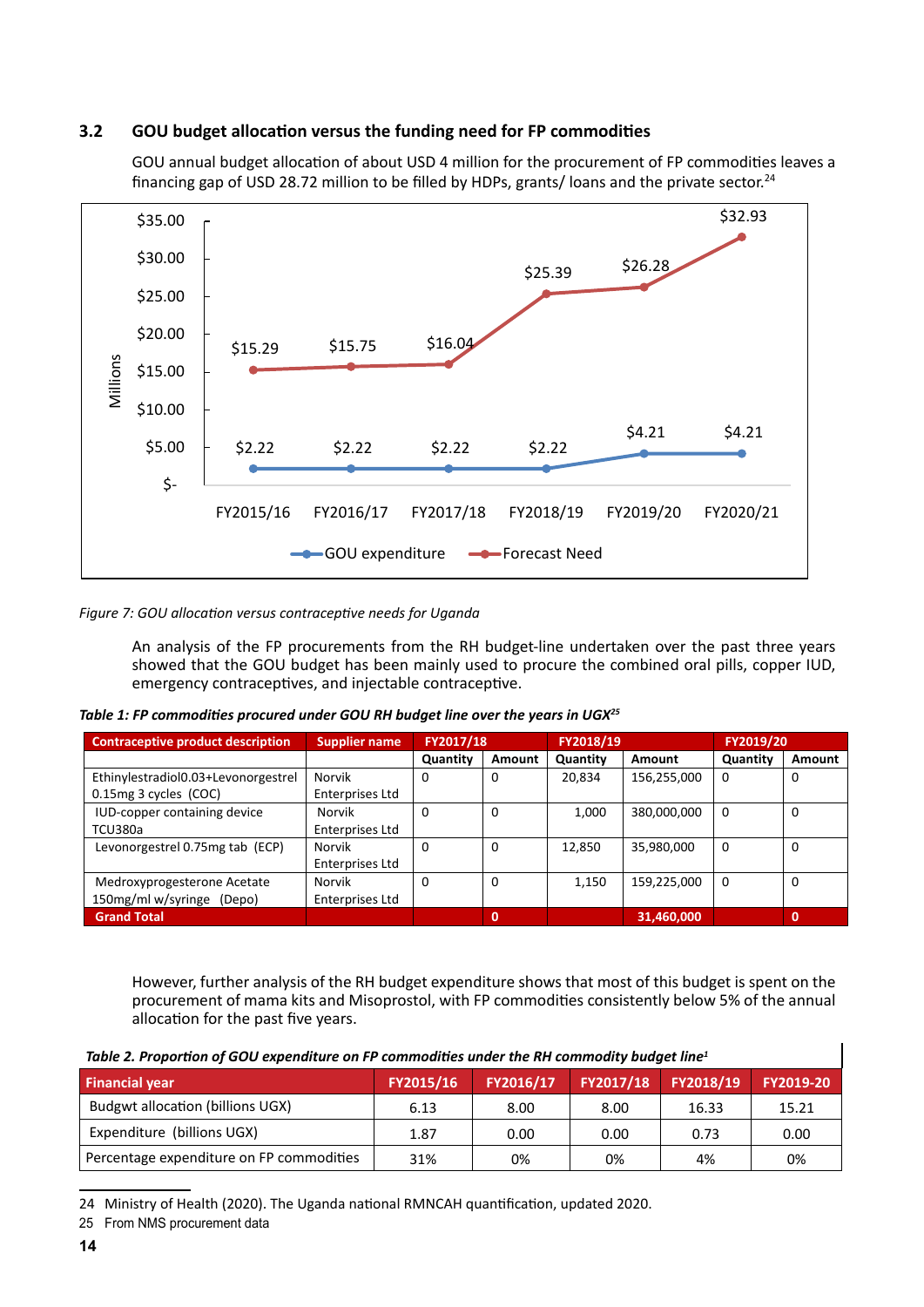### 3.2 GOU budget allocation versus the funding need for FP commodities

GOU annual budget allocation of about USD 4 million for the procurement of FP commodities leaves a financing gap of USD 28.72 million to be filled by HDPs, grants/ loans and the private sector.[24]

*Figure 7: GOU allocation versus contraceptive needs for Uganda*

An analysis of the FP procurements from the RH budget-line undertaken over the past three years showed that the GOU budget has been mainly used to procure the combined oral pills, copper IUD, emergency contraceptives, and injectable contraceptive.

***Table 1: FP commodities procured under GOU RH budget line over the years in UGX***[25]

| Contraceptive product description | Supplier name | FY2017/18 | | FY2018/19 | | FY2019/20 | |
|---|---|---|---|---|---|---|---|
| | | Quantity | Amount | Quantity | Amount | Quantity | Amount |
| Ethinylestradiol0.03+Levonorgestrel 0.15mg 3 cycles (COC) | Norvik Enterprises Ltd | 0 | 0 | 20,834 | 156,255,000 | 0 | 0 |
| IUD-copper containing device TCU380a | Norvik Enterprises Ltd | 0 | 0 | 1,000 | 380,000,000 | 0 | 0 |
| Levonorgestrel 0.75mg tab (ECP) | Norvik Enterprises Ltd | 0 | 0 | 12,850 | 35,980,000 | 0 | 0 |
| Medroxyprogesterone Acetate 150mg/ml w/syringe (Depo) | Norvik Enterprises Ltd | 0 | 0 | 1,150 | 159,225,000 | 0 | 0 |
| **Grand Total** | | | **0** | | **31,460,000** | | **0** |

However, further analysis of the RH budget expenditure shows that most of this budget is spent on the procurement of mama kits and Misoprostol, with FP commodities consistently below 5% of the annual allocation for the past five years.

***Table 2. Proportion of GOU expenditure on FP commodities under the RH commodity budget line***[1]

| Financial year | FY2015/16 | FY2016/17 | FY2017/18 | FY2018/19 | FY2019-20 |
|---|---|---|---|---|---|
| Budgwt allocation (billions UGX) | 6.13 | 8.00 | 8.00 | 16.33 | 15.21 |
| Expenditure (billions UGX) | 1.87 | 0.00 | 0.00 | 0.73 | 0.00 |
| Percentage expenditure on FP commodities | 31% | 0% | 0% | 4% | 0% |

24 Ministry of Health (2020). The Uganda national RMNCAH quantification, updated 2020.

25 From NMS procurement data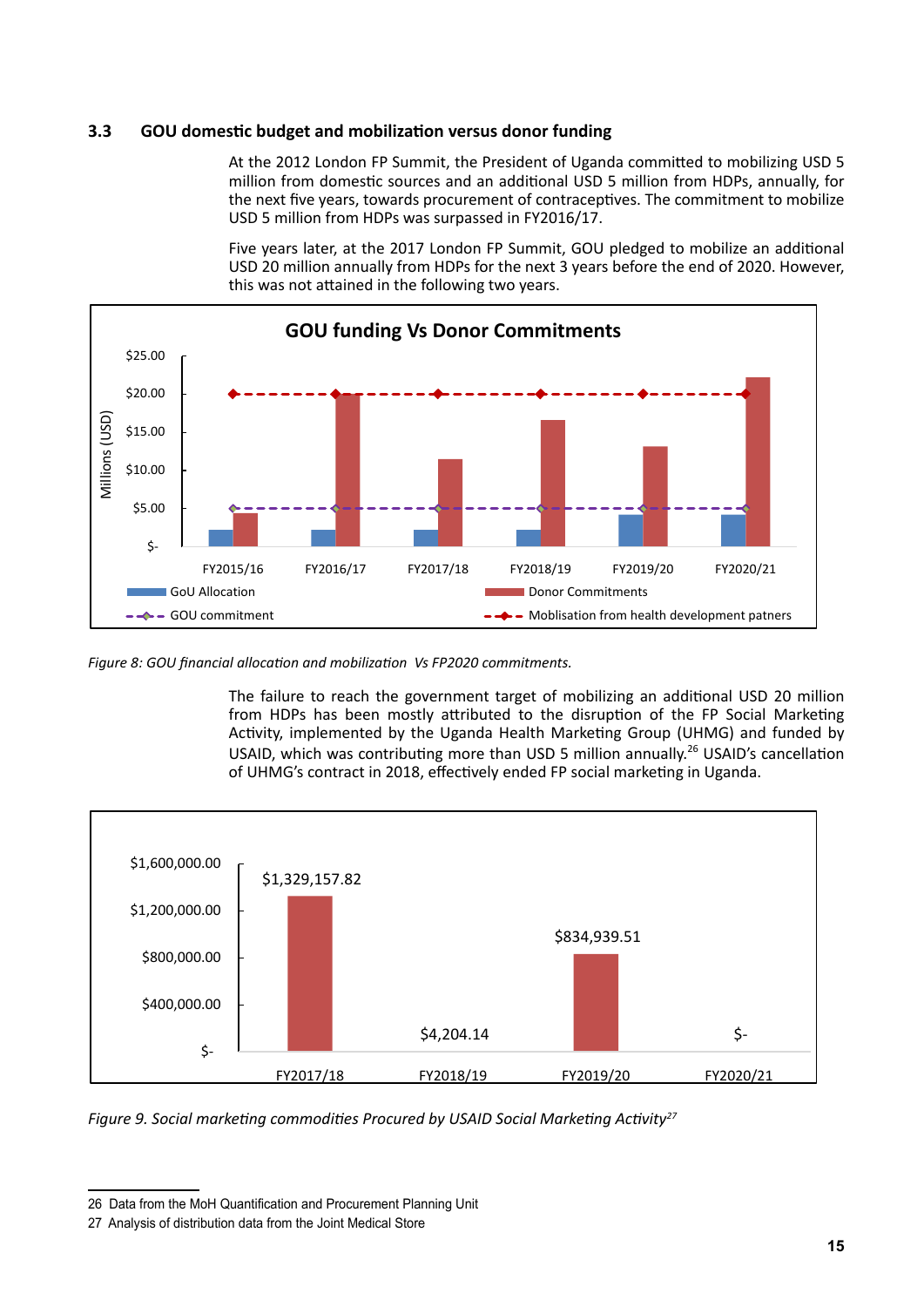### 3.3 GOU domestic budget and mobilization versus donor funding

At the 2012 London FP Summit, the President of Uganda committed to mobilizing USD 5 million from domestic sources and an additional USD 5 million from HDPs, annually, for the next five years, towards procurement of contraceptives. The commitment to mobilize USD 5 million from HDPs was surpassed in FY2016/17.

Five years later, at the 2017 London FP Summit, GOU pledged to mobilize an additional USD 20 million annually from HDPs for the next 3 years before the end of 2020. However, this was not attained in the following two years.

*Figure 8: GOU financial allocation and mobilization Vs FP2020 commitments.*

The failure to reach the government target of mobilizing an additional USD 20 million from HDPs has been mostly attributed to the disruption of the FP Social Marketing Activity, implemented by the Uganda Health Marketing Group (UHMG) and funded by USAID, which was contributing more than USD 5 million annually.[26] USAID's cancellation of UHMG's contract in 2018, effectively ended FP social marketing in Uganda.

*Figure 9. Social marketing commodities Procured by USAID Social Marketing Activity[27]*

---

26 Data from the MoH Quantification and Procurement Planning Unit

27 Analysis of distribution data from the Joint Medical Store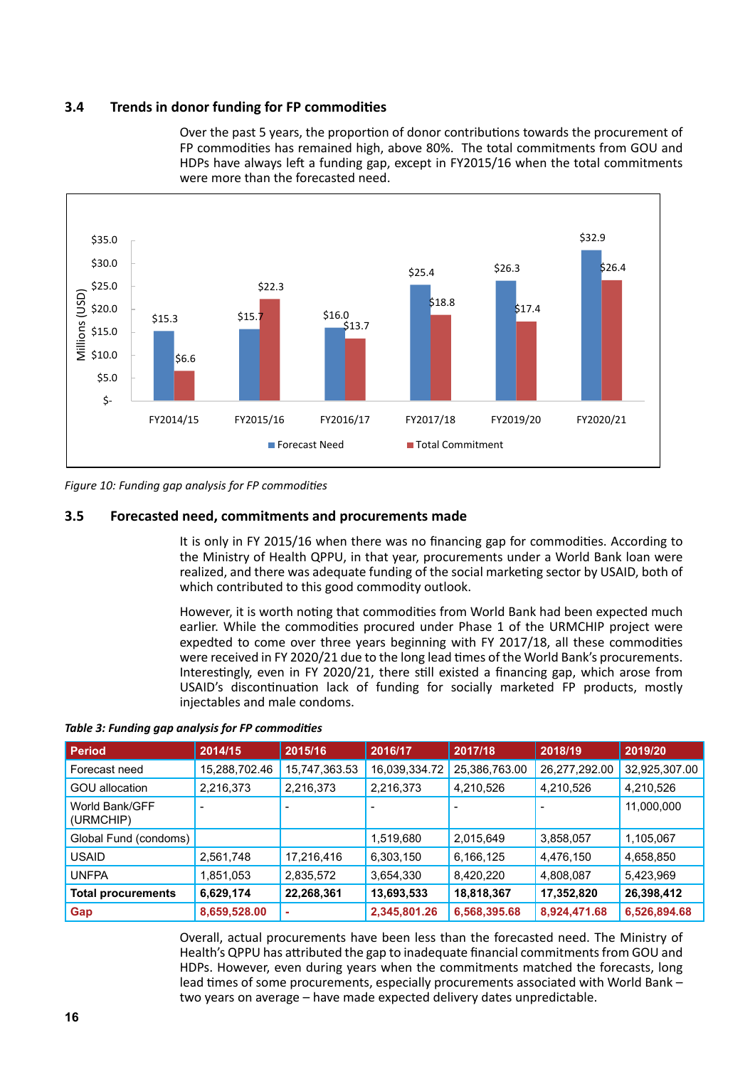### 3.4 Trends in donor funding for FP commodities

Over the past 5 years, the proportion of donor contributions towards the procurement of FP commodities has remained high, above 80%. The total commitments from GOU and HDPs have always left a funding gap, except in FY2015/16 when the total commitments were more than the forecasted need.

*Figure 10: Funding gap analysis for FP commodities*

### 3.5 Forecasted need, commitments and procurements made

It is only in FY 2015/16 when there was no financing gap for commodities. According to the Ministry of Health QPPU, in that year, procurements under a World Bank loan were realized, and there was adequate funding of the social marketing sector by USAID, both of which contributed to this good commodity outlook.

However, it is worth noting that commodities from World Bank had been expected much earlier. While the commodities procured under Phase 1 of the URMCHIP project were expedted to come over three years beginning with FY 2017/18, all these commodities were received in FY 2020/21 due to the long lead times of the World Bank's procurements. Interestingly, even in FY 2020/21, there still existed a financing gap, which arose from USAID's discontinuation lack of funding for socially marketed FP products, mostly injectables and male condoms.

***Table 3: Funding gap analysis for FP commodities***

| Period | 2014/15 | 2015/16 | 2016/17 | 2017/18 | 2018/19 | 2019/20 |
|---|---|---|---|---|---|---|
| Forecast need | 15,288,702.46 | 15,747,363.53 | 16,039,334.72 | 25,386,763.00 | 26,277,292.00 | 32,925,307.00 |
| GOU allocation | 2,216,373 | 2,216,373 | 2,216,373 | 4,210,526 | 4,210,526 | 4,210,526 |
| World Bank/GFF (URMCHIP) | - | - | - | - | - | 11,000,000 |
| Global Fund (condoms) | | | 1,519,680 | 2,015,649 | 3,858,057 | 1,105,067 |
| USAID | 2,561,748 | 17,216,416 | 6,303,150 | 6,166,125 | 4,476,150 | 4,658,850 |
| UNFPA | 1,851,053 | 2,835,572 | 3,654,330 | 8,420,220 | 4,808,087 | 5,423,969 |
| **Total procurements** | **6,629,174** | **22,268,361** | **13,693,533** | **18,818,367** | **17,352,820** | **26,398,412** |
| **Gap** | **8,659,528.00** | **-** | **2,345,801.26** | **6,568,395.68** | **8,924,471.68** | **6,526,894.68** |

Overall, actual procurements have been less than the forecasted need. The Ministry of Health's QPPU has attributed the gap to inadequate financial commitments from GOU and HDPs. However, even during years when the commitments matched the forecasts, long lead times of some procurements, especially procurements associated with World Bank – two years on average – have made expected delivery dates unpredictable.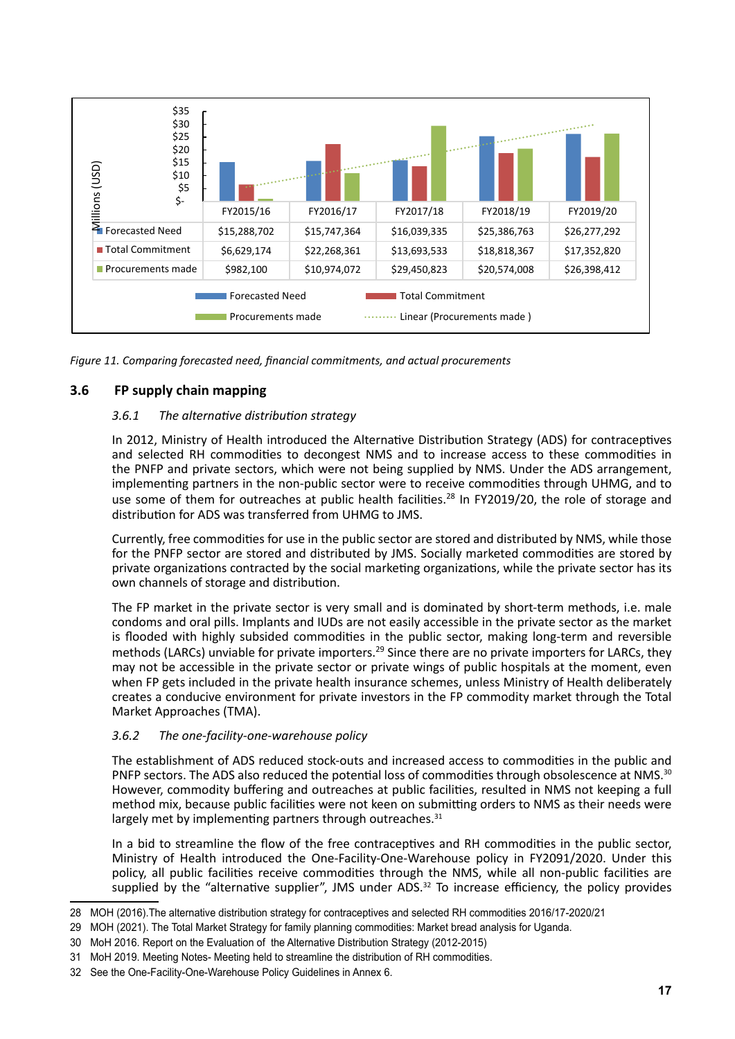| | FY2015/16 | FY2016/17 | FY2017/18 | FY2018/19 | FY2019/20 |
|---|---|---|---|---|---|
| Forecasted Need | $15,288,702 | $15,747,364 | $16,039,335 | $25,386,763 | $26,277,292 |
| Total Commitment | $6,629,174 | $22,268,361 | $13,693,533 | $18,818,367 | $17,352,820 |
| Procurements made | $982,100 | $10,974,072 | $29,450,823 | $20,574,008 | $26,398,412 |

*Figure 11. Comparing forecasted need, financial commitments, and actual procurements*

## 3.6 FP supply chain mapping

### *3.6.1 The alternative distribution strategy*

In 2012, Ministry of Health introduced the Alternative Distribution Strategy (ADS) for contraceptives and selected RH commodities to decongest NMS and to increase access to these commodities in the PNFP and private sectors, which were not being supplied by NMS. Under the ADS arrangement, implementing partners in the non-public sector were to receive commodities through UHMG, and to use some of them for outreaches at public health facilities.[28] In FY2019/20, the role of storage and distribution for ADS was transferred from UHMG to JMS.

Currently, free commodities for use in the public sector are stored and distributed by NMS, while those for the PNFP sector are stored and distributed by JMS. Socially marketed commodities are stored by private organizations contracted by the social marketing organizations, while the private sector has its own channels of storage and distribution.

The FP market in the private sector is very small and is dominated by short-term methods, i.e. male condoms and oral pills. Implants and IUDs are not easily accessible in the private sector as the market is flooded with highly subsided commodities in the public sector, making long-term and reversible methods (LARCs) unviable for private importers.[29] Since there are no private importers for LARCs, they may not be accessible in the private sector or private wings of public hospitals at the moment, even when FP gets included in the private health insurance schemes, unless Ministry of Health deliberately creates a conducive environment for private investors in the FP commodity market through the Total Market Approaches (TMA).

### *3.6.2 The one-facility-one-warehouse policy*

The establishment of ADS reduced stock-outs and increased access to commodities in the public and PNFP sectors. The ADS also reduced the potential loss of commodities through obsolescence at NMS.[30] However, commodity buffering and outreaches at public facilities, resulted in NMS not keeping a full method mix, because public facilities were not keen on submitting orders to NMS as their needs were largely met by implementing partners through outreaches.[31]

In a bid to streamline the flow of the free contraceptives and RH commodities in the public sector, Ministry of Health introduced the One-Facility-One-Warehouse policy in FY2091/2020. Under this policy, all public facilities receive commodities through the NMS, while all non-public facilities are supplied by the "alternative supplier", JMS under ADS.[32] To increase efficiency, the policy provides

---

28 MOH (2016).The alternative distribution strategy for contraceptives and selected RH commodities 2016/17-2020/21

29 MOH (2021). The Total Market Strategy for family planning commodities: Market bread analysis for Uganda.

30 MoH 2016. Report on the Evaluation of the Alternative Distribution Strategy (2012-2015)

31 MoH 2019. Meeting Notes- Meeting held to streamline the distribution of RH commodities.

32 See the One-Facility-One-Warehouse Policy Guidelines in Annex 6.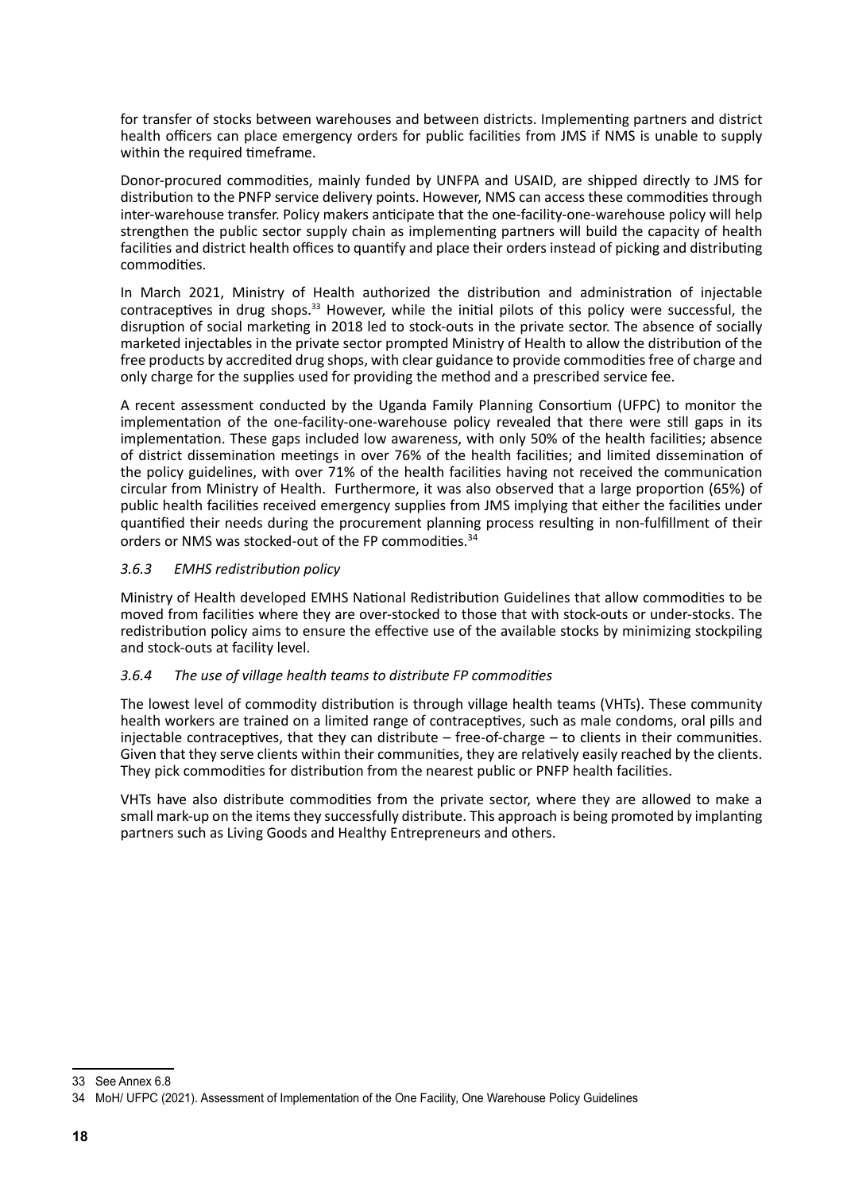for transfer of stocks between warehouses and between districts. Implementing partners and district health officers can place emergency orders for public facilities from JMS if NMS is unable to supply within the required timeframe.

Donor-procured commodities, mainly funded by UNFPA and USAID, are shipped directly to JMS for distribution to the PNFP service delivery points. However, NMS can access these commodities through inter-warehouse transfer. Policy makers anticipate that the one-facility-one-warehouse policy will help strengthen the public sector supply chain as implementing partners will build the capacity of health facilities and district health offices to quantify and place their orders instead of picking and distributing commodities.

In March 2021, Ministry of Health authorized the distribution and administration of injectable contraceptives in drug shops.[33] However, while the initial pilots of this policy were successful, the disruption of social marketing in 2018 led to stock-outs in the private sector. The absence of socially marketed injectables in the private sector prompted Ministry of Health to allow the distribution of the free products by accredited drug shops, with clear guidance to provide commodities free of charge and only charge for the supplies used for providing the method and a prescribed service fee.

A recent assessment conducted by the Uganda Family Planning Consortium (UFPC) to monitor the implementation of the one-facility-one-warehouse policy revealed that there were still gaps in its implementation. These gaps included low awareness, with only 50% of the health facilities; absence of district dissemination meetings in over 76% of the health facilities; and limited dissemination of the policy guidelines, with over 71% of the health facilities having not received the communication circular from Ministry of Health. Furthermore, it was also observed that a large proportion (65%) of public health facilities received emergency supplies from JMS implying that either the facilities under quantified their needs during the procurement planning process resulting in non-fulfillment of their orders or NMS was stocked-out of the FP commodities.[34]

### *3.6.3 EMHS redistribution policy*

Ministry of Health developed EMHS National Redistribution Guidelines that allow commodities to be moved from facilities where they are over-stocked to those that with stock-outs or under-stocks. The redistribution policy aims to ensure the effective use of the available stocks by minimizing stockpiling and stock-outs at facility level.

### *3.6.4 The use of village health teams to distribute FP commodities*

The lowest level of commodity distribution is through village health teams (VHTs). These community health workers are trained on a limited range of contraceptives, such as male condoms, oral pills and injectable contraceptives, that they can distribute – free-of-charge – to clients in their communities. Given that they serve clients within their communities, they are relatively easily reached by the clients. They pick commodities for distribution from the nearest public or PNFP health facilities.

VHTs have also distribute commodities from the private sector, where they are allowed to make a small mark-up on the items they successfully distribute. This approach is being promoted by implanting partners such as Living Goods and Healthy Entrepreneurs and others.

---

33 See Annex 6.8

34 MoH/ UFPC (2021). Assessment of Implementation of the One Facility, One Warehouse Policy Guidelines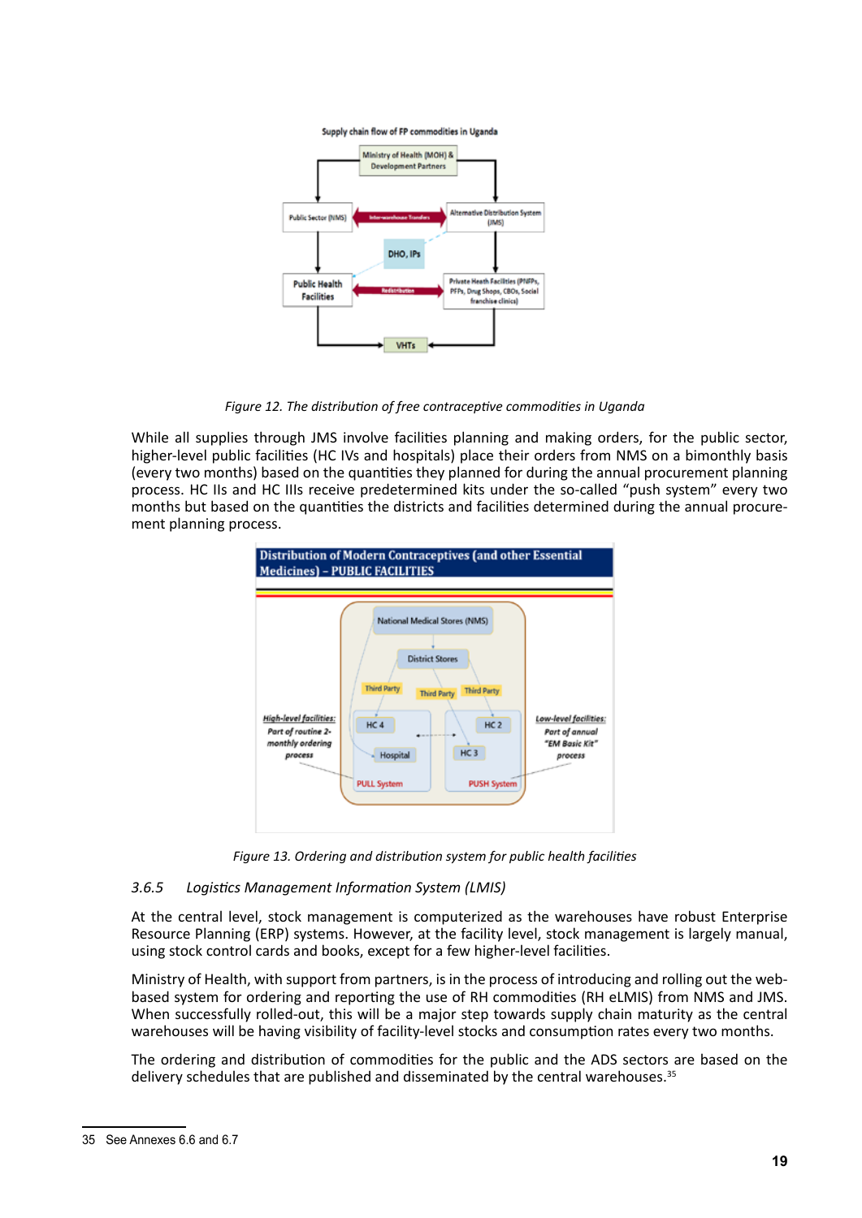*Figure 12. The distribution of free contraceptive commodities in Uganda*

While all supplies through JMS involve facilities planning and making orders, for the public sector, higher-level public facilities (HC IVs and hospitals) place their orders from NMS on a bimonthly basis (every two months) based on the quantities they planned for during the annual procurement planning process. HC IIs and HC IIIs receive predetermined kits under the so-called “push system” every two months but based on the quantities the districts and facilities determined during the annual procurement planning process.

*Figure 13. Ordering and distribution system for public health facilities*

### 3.6.5 *Logistics Management Information System (LMIS)*

At the central level, stock management is computerized as the warehouses have robust Enterprise Resource Planning (ERP) systems. However, at the facility level, stock management is largely manual, using stock control cards and books, except for a few higher-level facilities.

Ministry of Health, with support from partners, is in the process of introducing and rolling out the web-based system for ordering and reporting the use of RH commodities (RH eLMIS) from NMS and JMS. When successfully rolled-out, this will be a major step towards supply chain maturity as the central warehouses will be having visibility of facility-level stocks and consumption rates every two months.

The ordering and distribution of commodities for the public and the ADS sectors are based on the delivery schedules that are published and disseminated by the central warehouses.[35]

---

35 See Annexes 6.6 and 6.7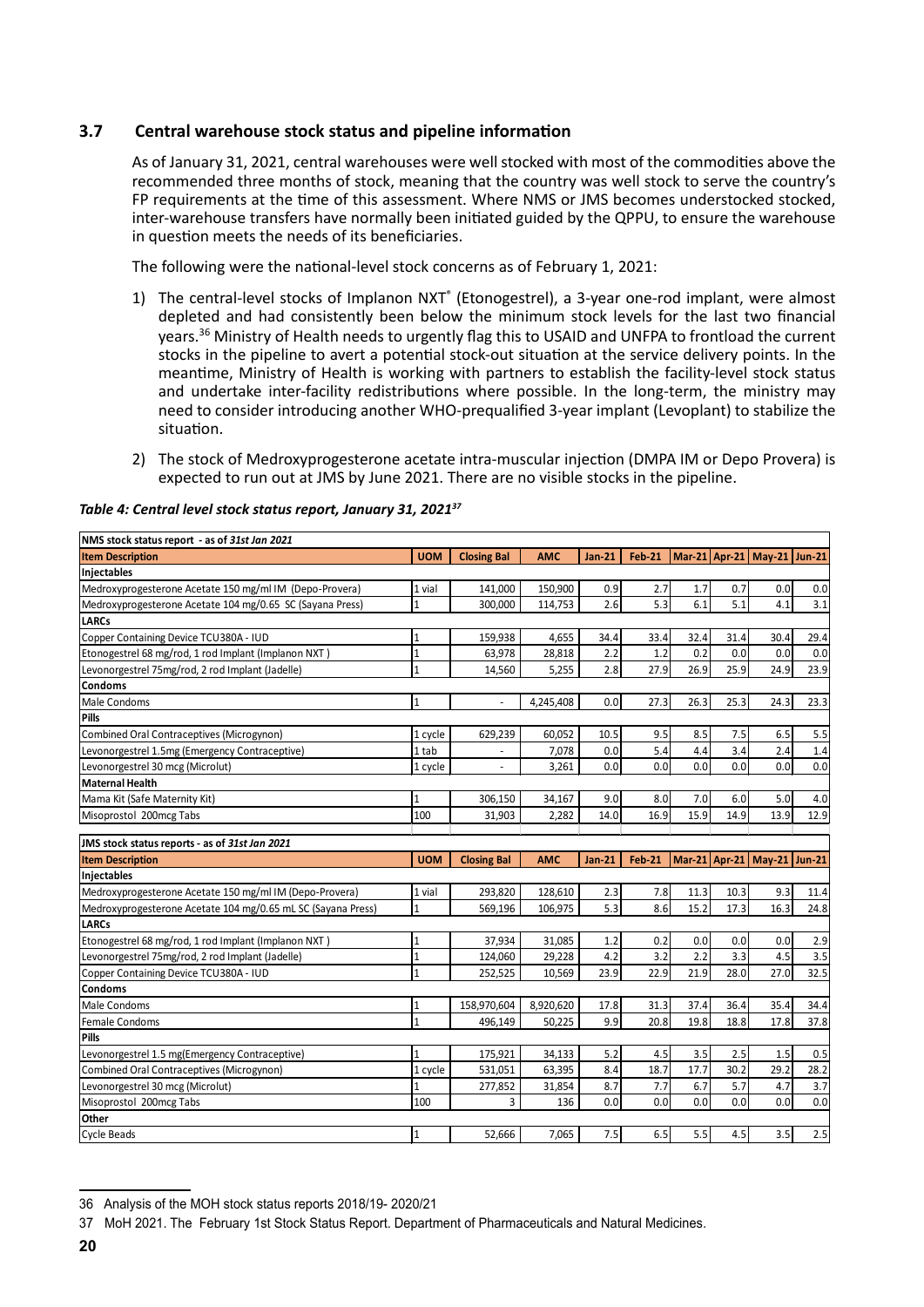### 3.7 Central warehouse stock status and pipeline information

As of January 31, 2021, central warehouses were well stocked with most of the commodities above the recommended three months of stock, meaning that the country was well stock to serve the country's FP requirements at the time of this assessment. Where NMS or JMS becomes understocked stocked, inter-warehouse transfers have normally been initiated guided by the QPPU, to ensure the warehouse in question meets the needs of its beneficiaries.

The following were the national-level stock concerns as of February 1, 2021:

1) The central-level stocks of Implanon NXT® (Etonogestrel), a 3-year one-rod implant, were almost depleted and had consistently been below the minimum stock levels for the last two financial years.[36] Ministry of Health needs to urgently flag this to USAID and UNFPA to frontload the current stocks in the pipeline to avert a potential stock-out situation at the service delivery points. In the meantime, Ministry of Health is working with partners to establish the facility-level stock status and undertake inter-facility redistributions where possible. In the long-term, the ministry may need to consider introducing another WHO-prequalified 3-year implant (Levoplant) to stabilize the situation.

2) The stock of Medroxyprogesterone acetate intra-muscular injection (DMPA IM or Depo Provera) is expected to run out at JMS by June 2021. There are no visible stocks in the pipeline.

***Table 4: Central level stock status report, January 31, 2021***[37]

| NMS stock status report - as of *31st Jan 2021* | | | | | | | | | |
|---|---|---|---|---|---|---|---|---|---|
| **Item Description** | **UOM** | **Closing Bal** | **AMC** | **Jan-21** | **Feb-21** | **Mar-21** | **Apr-21** | **May-21** | **Jun-21** |
| **Injectables** | | | | | | | | | |
| Medroxyprogesterone Acetate 150 mg/ml IM (Depo-Provera) | 1 vial | 141,000 | 150,900 | 0.9 | 2.7 | 1.7 | 0.7 | 0.0 | 0.0 |
| Medroxyprogesterone Acetate 104 mg/0.65 SC (Sayana Press) | 1 | 300,000 | 114,753 | 2.6 | 5.3 | 6.1 | 5.1 | 4.1 | 3.1 |
| **LARCs** | | | | | | | | | |
| Copper Containing Device TCU380A - IUD | 1 | 159,938 | 4,655 | 34.4 | 33.4 | 32.4 | 31.4 | 30.4 | 29.4 |
| Etonogestrel 68 mg/rod, 1 rod Implant (Implanon NXT ) | 1 | 63,978 | 28,818 | 2.2 | 1.2 | 0.2 | 0.0 | 0.0 | 0.0 |
| Levonorgestrel 75mg/rod, 2 rod Implant (Jadelle) | 1 | 14,560 | 5,255 | 2.8 | 27.9 | 26.9 | 25.9 | 24.9 | 23.9 |
| **Condoms** | | | | | | | | | |
| Male Condoms | 1 | - | 4,245,408 | 0.0 | 27.3 | 26.3 | 25.3 | 24.3 | 23.3 |
| **Pills** | | | | | | | | | |
| Combined Oral Contraceptives (Microgynon) | 1 cycle | 629,239 | 60,052 | 10.5 | 9.5 | 8.5 | 7.5 | 6.5 | 5.5 |
| Levonorgestrel 1.5mg (Emergency Contraceptive) | 1 tab | - | 7,078 | 0.0 | 5.4 | 4.4 | 3.4 | 2.4 | 1.4 |
| Levonorgestrel 30 mcg (Microlut) | 1 cycle | - | 3,261 | 0.0 | 0.0 | 0.0 | 0.0 | 0.0 | 0.0 |
| **Maternal Health** | | | | | | | | | |
| Mama Kit (Safe Maternity Kit) | 1 | 306,150 | 34,167 | 9.0 | 8.0 | 7.0 | 6.0 | 5.0 | 4.0 |
| Misoprostol 200mcg Tabs | 100 | 31,903 | 2,282 | 14.0 | 16.9 | 15.9 | 14.9 | 13.9 | 12.9 |
| **JMS stock status reports - as of *31st Jan 2021*** | | | | | | | | | |
| **Item Description** | **UOM** | **Closing Bal** | **AMC** | **Jan-21** | **Feb-21** | **Mar-21** | **Apr-21** | **May-21** | **Jun-21** |
| **Injectables** | | | | | | | | | |
| Medroxyprogesterone Acetate 150 mg/ml IM (Depo-Provera) | 1 vial | 293,820 | 128,610 | 2.3 | 7.8 | 11.3 | 10.3 | 9.3 | 11.4 |
| Medroxyprogesterone Acetate 104 mg/0.65 mL SC (Sayana Press) | 1 | 569,196 | 106,975 | 5.3 | 8.6 | 15.2 | 17.3 | 16.3 | 24.8 |
| **LARCs** | | | | | | | | | |
| Etonogestrel 68 mg/rod, 1 rod Implant (Implanon NXT ) | 1 | 37,934 | 31,085 | 1.2 | 0.2 | 0.0 | 0.0 | 0.0 | 2.9 |
| Levonorgestrel 75mg/rod, 2 rod Implant (Jadelle) | 1 | 124,060 | 29,228 | 4.2 | 3.2 | 2.2 | 3.3 | 4.5 | 3.5 |
| Copper Containing Device TCU380A - IUD | 1 | 252,525 | 10,569 | 23.9 | 22.9 | 21.9 | 28.0 | 27.0 | 32.5 |
| **Condoms** | | | | | | | | | |
| Male Condoms | 1 | 158,970,604 | 8,920,620 | 17.8 | 31.3 | 37.4 | 36.4 | 35.4 | 34.4 |
| Female Condoms | 1 | 496,149 | 50,225 | 9.9 | 20.8 | 19.8 | 18.8 | 17.8 | 37.8 |
| **Pills** | | | | | | | | | |
| Levonorgestrel 1.5 mg(Emergency Contraceptive) | 1 | 175,921 | 34,133 | 5.2 | 4.5 | 3.5 | 2.5 | 1.5 | 0.5 |
| Combined Oral Contraceptives (Microgynon) | 1 cycle | 531,051 | 63,395 | 8.4 | 18.7 | 17.7 | 30.2 | 29.2 | 28.2 |
| Levonorgestrel 30 mcg (Microlut) | 1 | 277,852 | 31,854 | 8.7 | 7.7 | 6.7 | 5.7 | 4.7 | 3.7 |
| Misoprostol 200mcg Tabs | 100 | 3 | 136 | 0.0 | 0.0 | 0.0 | 0.0 | 0.0 | 0.0 |
| **Other** | | | | | | | | | |
| Cycle Beads | 1 | 52,666 | 7,065 | 7.5 | 6.5 | 5.5 | 4.5 | 3.5 | 2.5 |

36 Analysis of the MOH stock status reports 2018/19- 2020/21

37 MoH 2021. The February 1st Stock Status Report. Department of Pharmaceuticals and Natural Medicines.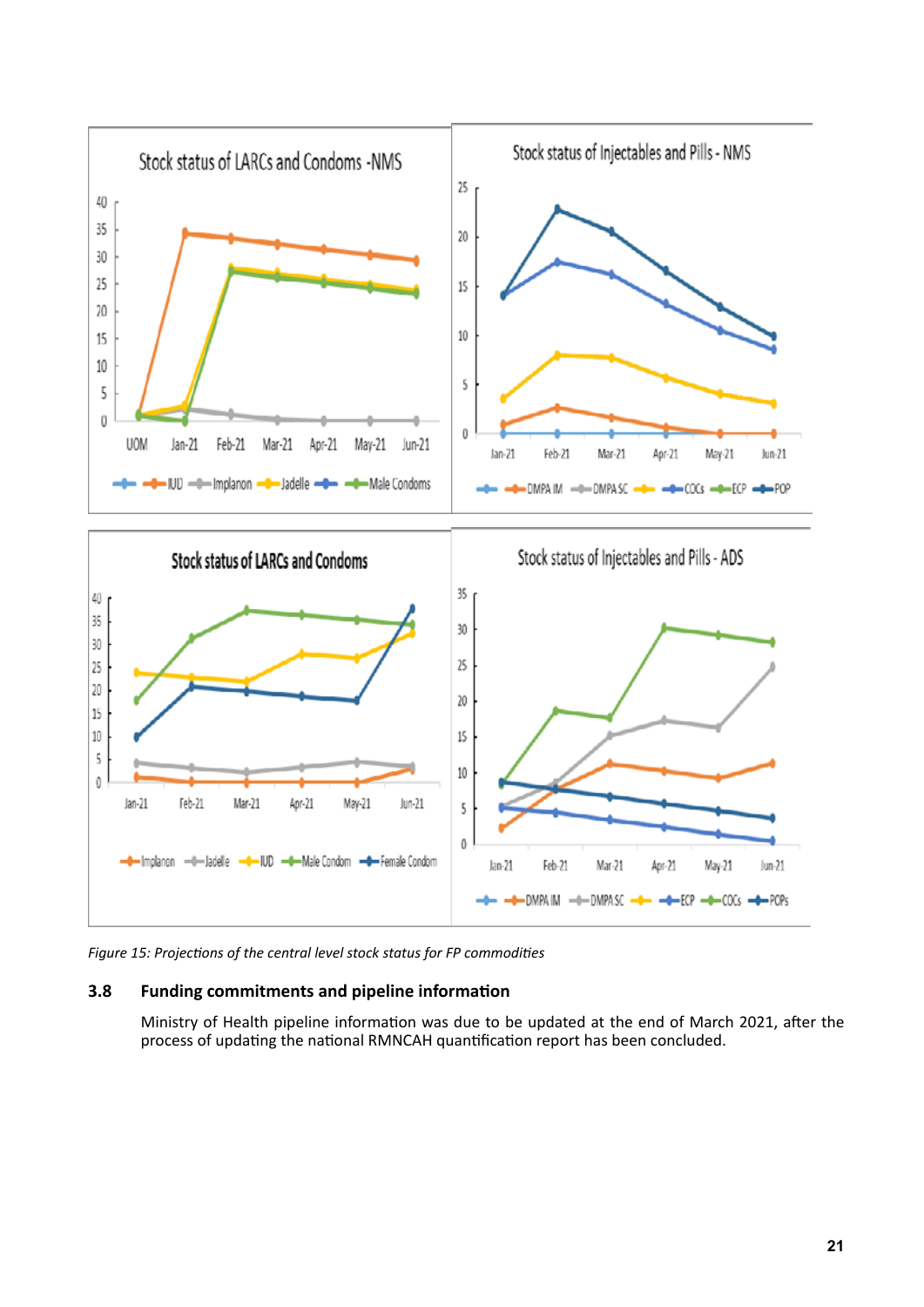*Figure 15: Projections of the central level stock status for FP commodities*

## 3.8 Funding commitments and pipeline information

Ministry of Health pipeline information was due to be updated at the end of March 2021, after the process of updating the national RMNCAH quantification report has been concluded.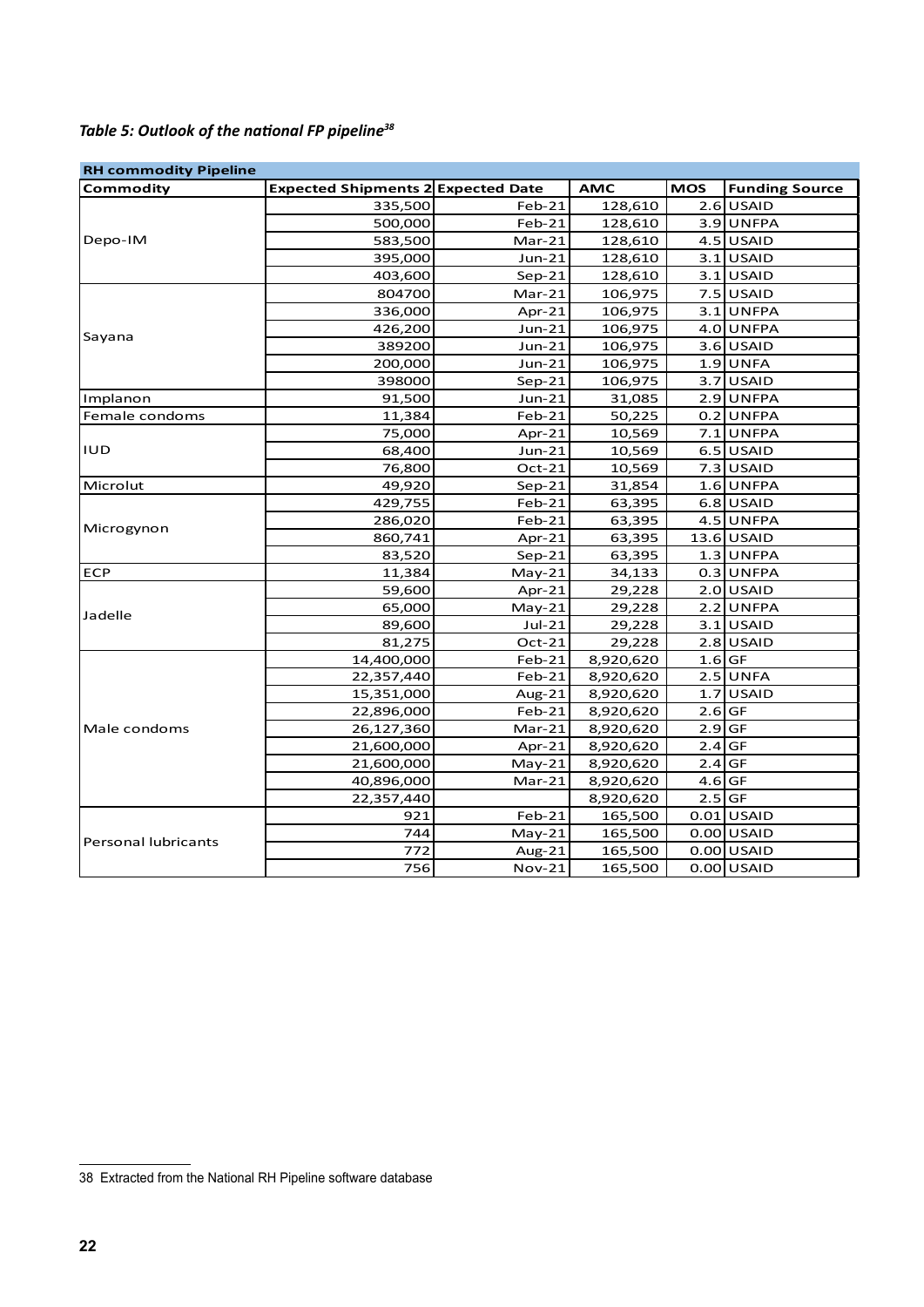***Table 5: Outlook of the national FP pipeline[38]***

| RH commodity Pipeline | | | | | |
|---|---|---|---|---|---|
| **Commodity** | **Expected Shipments 2** | **Expected Date** | **AMC** | **MOS** | **Funding Source** |
| Depo-IM | 335,500 | Feb-21 | 128,610 | 2.6 | USAID |
| | 500,000 | Feb-21 | 128,610 | 3.9 | UNFPA |
| | 583,500 | Mar-21 | 128,610 | 4.5 | USAID |
| | 395,000 | Jun-21 | 128,610 | 3.1 | USAID |
| | 403,600 | Sep-21 | 128,610 | 3.1 | USAID |
| Sayana | 804700 | Mar-21 | 106,975 | 7.5 | USAID |
| | 336,000 | Apr-21 | 106,975 | 3.1 | UNFPA |
| | 426,200 | Jun-21 | 106,975 | 4.0 | UNFPA |
| | 389200 | Jun-21 | 106,975 | 3.6 | USAID |
| | 200,000 | Jun-21 | 106,975 | 1.9 | UNFA |
| | 398000 | Sep-21 | 106,975 | 3.7 | USAID |
| Implanon | 91,500 | Jun-21 | 31,085 | 2.9 | UNFPA |
| Female condoms | 11,384 | Feb-21 | 50,225 | 0.2 | UNFPA |
| IUD | 75,000 | Apr-21 | 10,569 | 7.1 | UNFPA |
| | 68,400 | Jun-21 | 10,569 | 6.5 | USAID |
| | 76,800 | Oct-21 | 10,569 | 7.3 | USAID |
| Microlut | 49,920 | Sep-21 | 31,854 | 1.6 | UNFPA |
| Microgynon | 429,755 | Feb-21 | 63,395 | 6.8 | USAID |
| | 286,020 | Feb-21 | 63,395 | 4.5 | UNFPA |
| | 860,741 | Apr-21 | 63,395 | 13.6 | USAID |
| | 83,520 | Sep-21 | 63,395 | 1.3 | UNFPA |
| ECP | 11,384 | May-21 | 34,133 | 0.3 | UNFPA |
| Jadelle | 59,600 | Apr-21 | 29,228 | 2.0 | USAID |
| | 65,000 | May-21 | 29,228 | 2.2 | UNFPA |
| | 89,600 | Jul-21 | 29,228 | 3.1 | USAID |
| | 81,275 | Oct-21 | 29,228 | 2.8 | USAID |
| Male condoms | 14,400,000 | Feb-21 | 8,920,620 | 1.6 | GF |
| | 22,357,440 | Feb-21 | 8,920,620 | 2.5 | UNFA |
| | 15,351,000 | Aug-21 | 8,920,620 | 1.7 | USAID |
| | 22,896,000 | Feb-21 | 8,920,620 | 2.6 | GF |
| | 26,127,360 | Mar-21 | 8,920,620 | 2.9 | GF |
| | 21,600,000 | Apr-21 | 8,920,620 | 2.4 | GF |
| | 21,600,000 | May-21 | 8,920,620 | 2.4 | GF |
| | 40,896,000 | Mar-21 | 8,920,620 | 4.6 | GF |
| | 22,357,440 | | 8,920,620 | 2.5 | GF |
| Personal lubricants | 921 | Feb-21 | 165,500 | 0.01 | USAID |
| | 744 | May-21 | 165,500 | 0.00 | USAID |
| | 772 | Aug-21 | 165,500 | 0.00 | USAID |
| | 756 | Nov-21 | 165,500 | 0.00 | USAID |

38 Extracted from the National RH Pipeline software database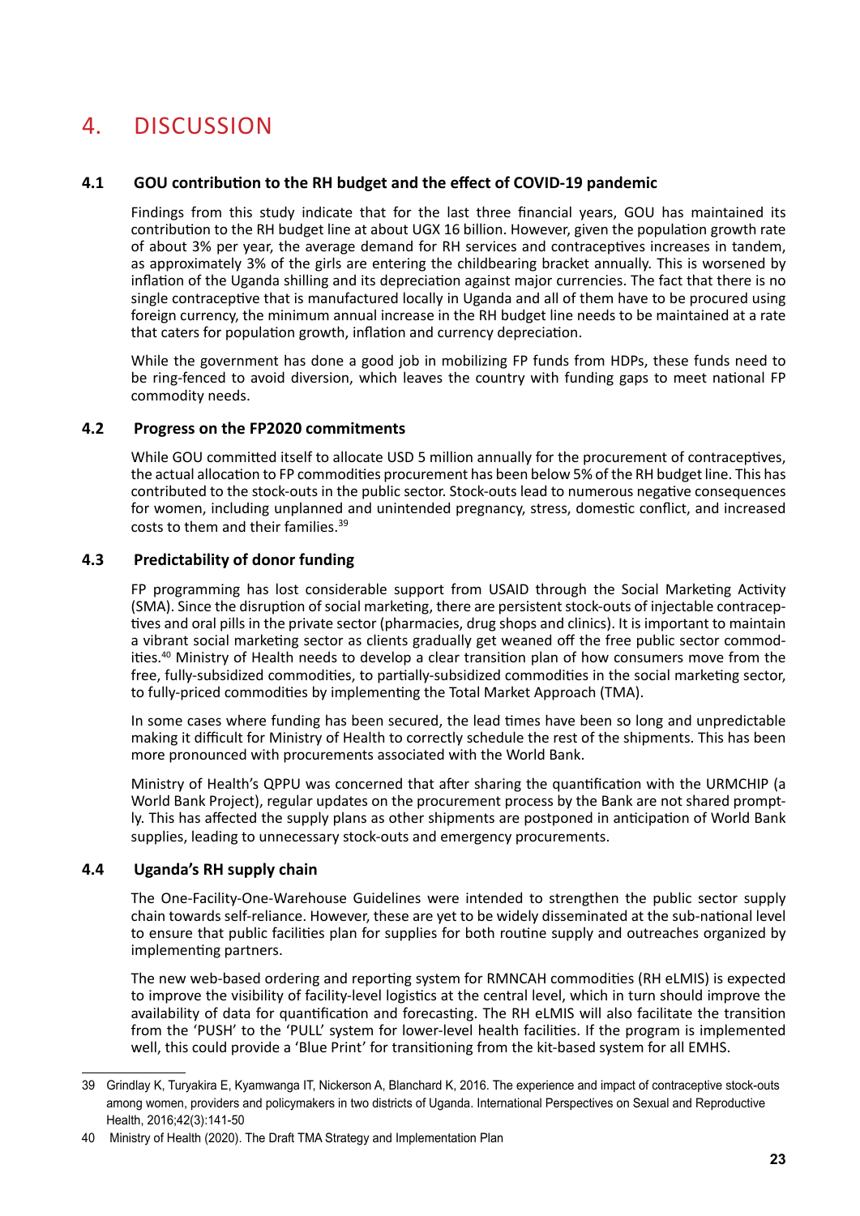# 4. DISCUSSION

## 4.1 GOU contribution to the RH budget and the effect of COVID-19 pandemic

Findings from this study indicate that for the last three financial years, GOU has maintained its contribution to the RH budget line at about UGX 16 billion. However, given the population growth rate of about 3% per year, the average demand for RH services and contraceptives increases in tandem, as approximately 3% of the girls are entering the childbearing bracket annually. This is worsened by inflation of the Uganda shilling and its depreciation against major currencies. The fact that there is no single contraceptive that is manufactured locally in Uganda and all of them have to be procured using foreign currency, the minimum annual increase in the RH budget line needs to be maintained at a rate that caters for population growth, inflation and currency depreciation.

While the government has done a good job in mobilizing FP funds from HDPs, these funds need to be ring-fenced to avoid diversion, which leaves the country with funding gaps to meet national FP commodity needs.

## 4.2 Progress on the FP2020 commitments

While GOU committed itself to allocate USD 5 million annually for the procurement of contraceptives, the actual allocation to FP commodities procurement has been below 5% of the RH budget line. This has contributed to the stock-outs in the public sector. Stock-outs lead to numerous negative consequences for women, including unplanned and unintended pregnancy, stress, domestic conflict, and increased costs to them and their families.[39]

## 4.3 Predictability of donor funding

FP programming has lost considerable support from USAID through the Social Marketing Activity (SMA). Since the disruption of social marketing, there are persistent stock-outs of injectable contraceptives and oral pills in the private sector (pharmacies, drug shops and clinics). It is important to maintain a vibrant social marketing sector as clients gradually get weaned off the free public sector commodities.[40] Ministry of Health needs to develop a clear transition plan of how consumers move from the free, fully-subsidized commodities, to partially-subsidized commodities in the social marketing sector, to fully-priced commodities by implementing the Total Market Approach (TMA).

In some cases where funding has been secured, the lead times have been so long and unpredictable making it difficult for Ministry of Health to correctly schedule the rest of the shipments. This has been more pronounced with procurements associated with the World Bank.

Ministry of Health's QPPU was concerned that after sharing the quantification with the URMCHIP (a World Bank Project), regular updates on the procurement process by the Bank are not shared promptly. This has affected the supply plans as other shipments are postponed in anticipation of World Bank supplies, leading to unnecessary stock-outs and emergency procurements.

## 4.4 Uganda's RH supply chain

The One-Facility-One-Warehouse Guidelines were intended to strengthen the public sector supply chain towards self-reliance. However, these are yet to be widely disseminated at the sub-national level to ensure that public facilities plan for supplies for both routine supply and outreaches organized by implementing partners.

The new web-based ordering and reporting system for RMNCAH commodities (RH eLMIS) is expected to improve the visibility of facility-level logistics at the central level, which in turn should improve the availability of data for quantification and forecasting. The RH eLMIS will also facilitate the transition from the 'PUSH' to the 'PULL' system for lower-level health facilities. If the program is implemented well, this could provide a 'Blue Print' for transitioning from the kit-based system for all EMHS.

---

39 Grindlay K, Turyakira E, Kyamwanga IT, Nickerson A, Blanchard K, 2016. The experience and impact of contraceptive stock-outs among women, providers and policymakers in two districts of Uganda. International Perspectives on Sexual and Reproductive Health, 2016;42(3):141-50

40 Ministry of Health (2020). The Draft TMA Strategy and Implementation Plan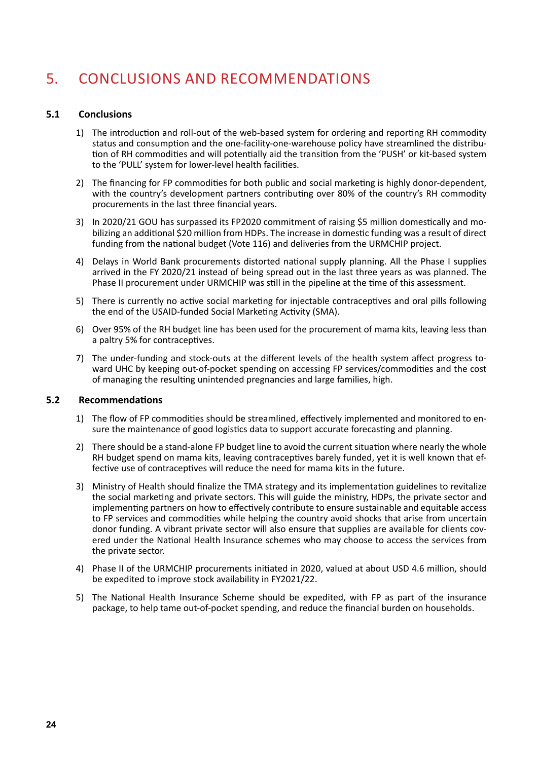# 5. CONCLUSIONS AND RECOMMENDATIONS

## 5.1 Conclusions

1) The introduction and roll-out of the web-based system for ordering and reporting RH commodity status and consumption and the one-facility-one-warehouse policy have streamlined the distribution of RH commodities and will potentially aid the transition from the 'PUSH' or kit-based system to the 'PULL' system for lower-level health facilities.

2) The financing for FP commodities for both public and social marketing is highly donor-dependent, with the country's development partners contributing over 80% of the country's RH commodity procurements in the last three financial years.

3) In 2020/21 GOU has surpassed its FP2020 commitment of raising $5 million domestically and mobilizing an additional $20 million from HDPs. The increase in domestic funding was a result of direct funding from the national budget (Vote 116) and deliveries from the URMCHIP project.

4) Delays in World Bank procurements distorted national supply planning. All the Phase I supplies arrived in the FY 2020/21 instead of being spread out in the last three years as was planned. The Phase II procurement under URMCHIP was still in the pipeline at the time of this assessment.

5) There is currently no active social marketing for injectable contraceptives and oral pills following the end of the USAID-funded Social Marketing Activity (SMA).

6) Over 95% of the RH budget line has been used for the procurement of mama kits, leaving less than a paltry 5% for contraceptives.

7) The under-funding and stock-outs at the different levels of the health system affect progress toward UHC by keeping out-of-pocket spending on accessing FP services/commodities and the cost of managing the resulting unintended pregnancies and large families, high.

## 5.2 Recommendations

1) The flow of FP commodities should be streamlined, effectively implemented and monitored to ensure the maintenance of good logistics data to support accurate forecasting and planning.

2) There should be a stand-alone FP budget line to avoid the current situation where nearly the whole RH budget spend on mama kits, leaving contraceptives barely funded, yet it is well known that effective use of contraceptives will reduce the need for mama kits in the future.

3) Ministry of Health should finalize the TMA strategy and its implementation guidelines to revitalize the social marketing and private sectors. This will guide the ministry, HDPs, the private sector and implementing partners on how to effectively contribute to ensure sustainable and equitable access to FP services and commodities while helping the country avoid shocks that arise from uncertain donor funding. A vibrant private sector will also ensure that supplies are available for clients covered under the National Health Insurance schemes who may choose to access the services from the private sector.

4) Phase II of the URMCHIP procurements initiated in 2020, valued at about USD 4.6 million, should be expedited to improve stock availability in FY2021/22.

5) The National Health Insurance Scheme should be expedited, with FP as part of the insurance package, to help tame out-of-pocket spending, and reduce the financial burden on households.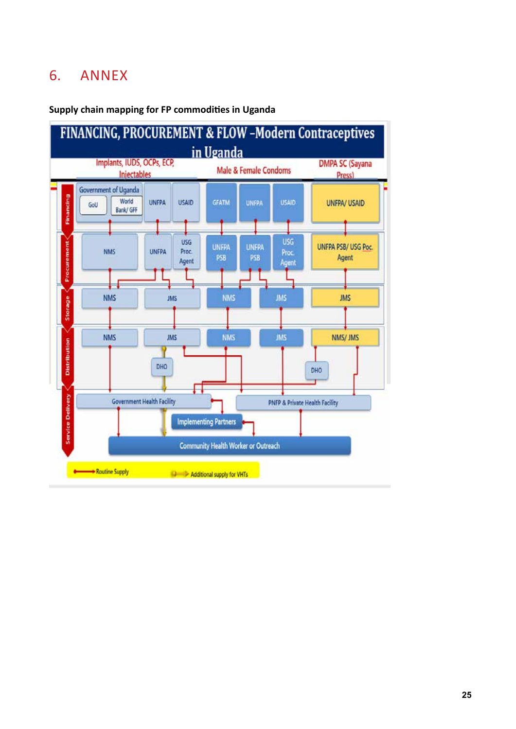# 6. ANNEX

**Supply chain mapping for FP commodities in Uganda**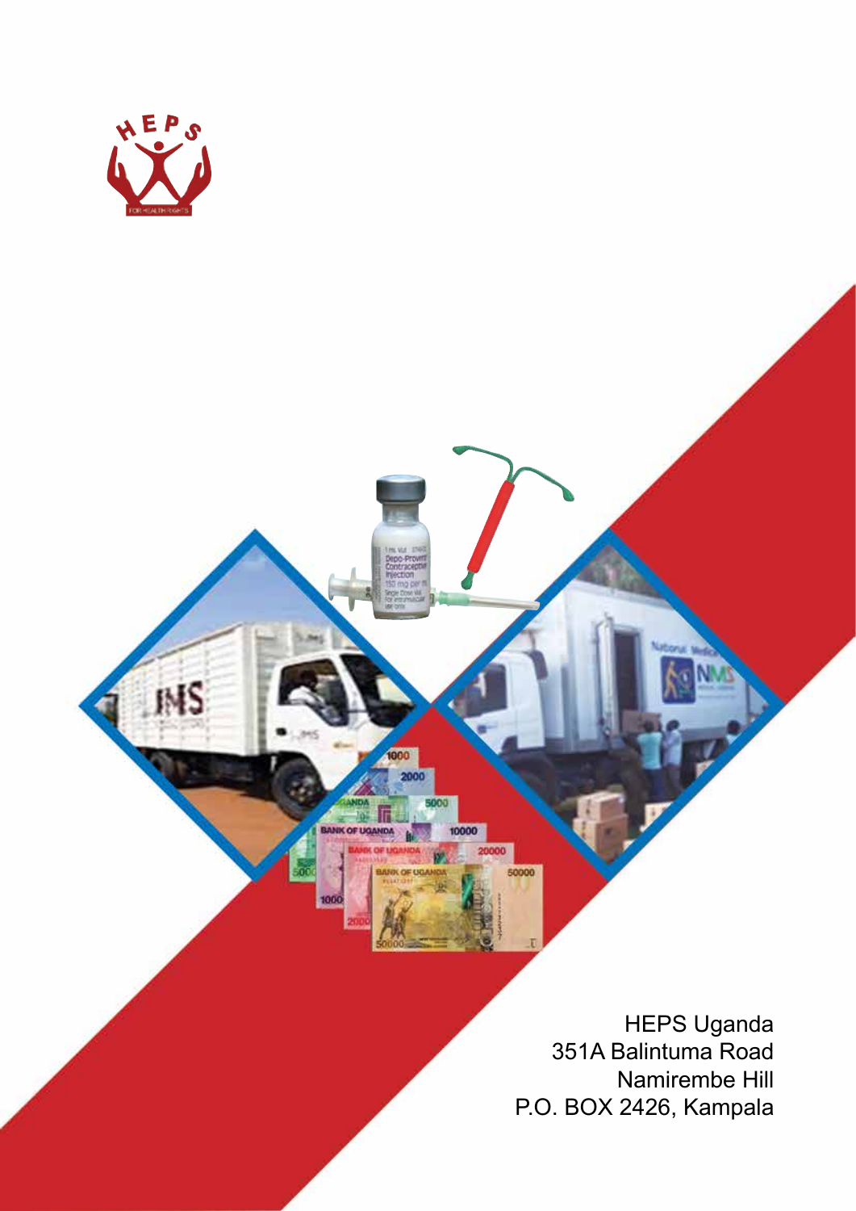HEPS Uganda
351A Balintuma Road
Namirembe Hill
P.O. BOX 2426, Kampala